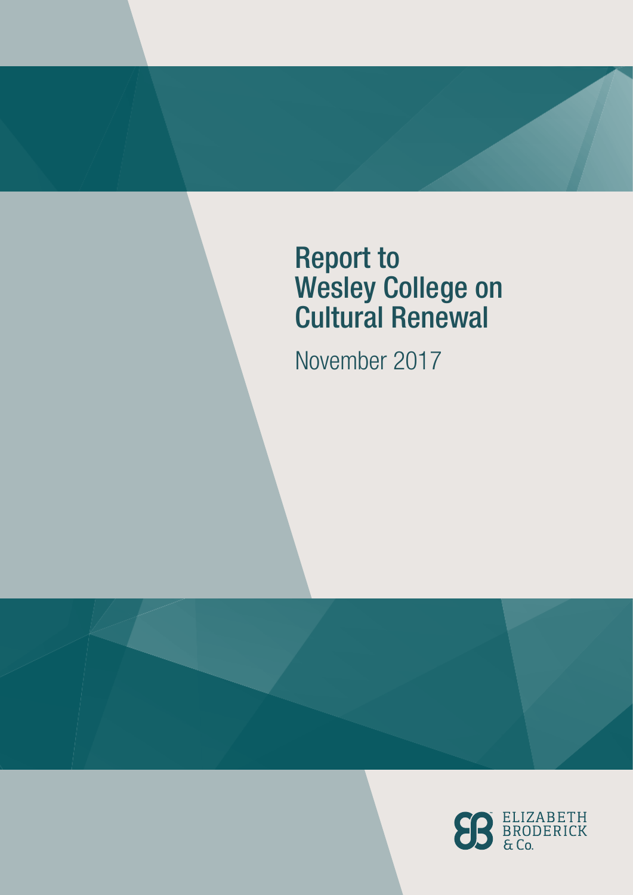# Report to Wesley College on Cultural Renewal

November 2017

ELIZABETH BRODERICK & Co.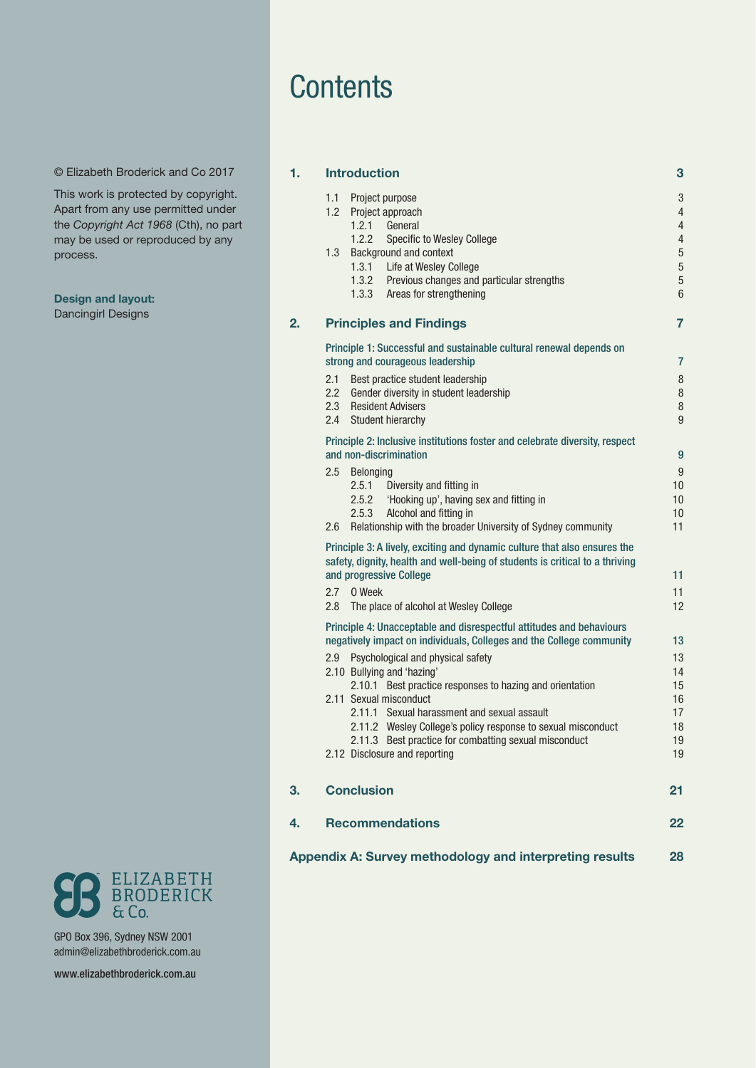© Elizabeth Broderick and Co 2017

This work is protected by copyright. Apart from any use permitted under the *Copyright Act 1968* (Cth), no part may be used or reproduced by any process.

**Design and layout:**
Dancingirl Designs

# Contents

**1. Introduction** — 3

- 1.1 Project purpose — 3
- 1.2 Project approach — 4
  - 1.2.1 General — 4
  - 1.2.2 Specific to Wesley College — 4
- 1.3 Background and context — 5
  - 1.3.1 Life at Wesley College — 5
  - 1.3.2 Previous changes and particular strengths — 5
  - 1.3.3 Areas for strengthening — 6

**2. Principles and Findings** — 7

Principle 1: Successful and sustainable cultural renewal depends on strong and courageous leadership — 7

- 2.1 Best practice student leadership — 8
- 2.2 Gender diversity in student leadership — 8
- 2.3 Resident Advisers — 8
- 2.4 Student hierarchy — 9

Principle 2: Inclusive institutions foster and celebrate diversity, respect and non-discrimination — 9

- 2.5 Belonging — 9
  - 2.5.1 Diversity and fitting in — 10
  - 2.5.2 'Hooking up', having sex and fitting in — 10
  - 2.5.3 Alcohol and fitting in — 10
- 2.6 Relationship with the broader University of Sydney community — 11

Principle 3: A lively, exciting and dynamic culture that also ensures the safety, dignity, health and well-being of students is critical to a thriving and progressive College — 11

- 2.7 O Week — 11
- 2.8 The place of alcohol at Wesley College — 12

Principle 4: Unacceptable and disrespectful attitudes and behaviours negatively impact on individuals, Colleges and the College community — 13

- 2.9 Psychological and physical safety — 13
- 2.10 Bullying and 'hazing' — 14
  - 2.10.1 Best practice responses to hazing and orientation — 15
- 2.11 Sexual misconduct — 16
  - 2.11.1 Sexual harassment and sexual assault — 17
  - 2.11.2 Wesley College's policy response to sexual misconduct — 18
  - 2.11.3 Best practice for combatting sexual misconduct — 19
- 2.12 Disclosure and reporting — 19

**3. Conclusion** — 21

**4. Recommendations** — 22

**Appendix A: Survey methodology and interpreting results** — 28

ELIZABETH BRODERICK & Co.

GPO Box 396, Sydney NSW 2001
admin@elizabethbroderick.com.au

www.elizabethbroderick.com.au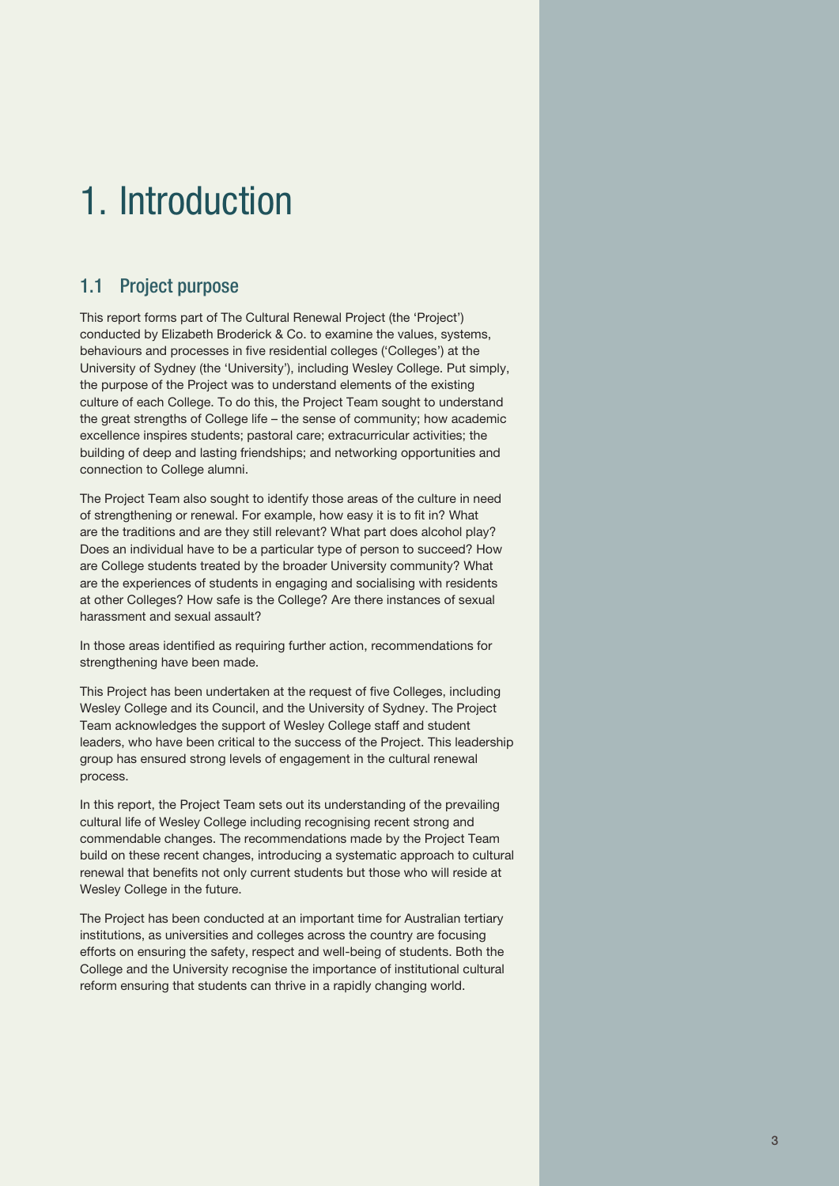# 1. Introduction

## 1.1 Project purpose

This report forms part of The Cultural Renewal Project (the 'Project') conducted by Elizabeth Broderick & Co. to examine the values, systems, behaviours and processes in five residential colleges ('Colleges') at the University of Sydney (the 'University'), including Wesley College. Put simply, the purpose of the Project was to understand elements of the existing culture of each College. To do this, the Project Team sought to understand the great strengths of College life – the sense of community; how academic excellence inspires students; pastoral care; extracurricular activities; the building of deep and lasting friendships; and networking opportunities and connection to College alumni.

The Project Team also sought to identify those areas of the culture in need of strengthening or renewal. For example, how easy it is to fit in? What are the traditions and are they still relevant? What part does alcohol play? Does an individual have to be a particular type of person to succeed? How are College students treated by the broader University community? What are the experiences of students in engaging and socialising with residents at other Colleges? How safe is the College? Are there instances of sexual harassment and sexual assault?

In those areas identified as requiring further action, recommendations for strengthening have been made.

This Project has been undertaken at the request of five Colleges, including Wesley College and its Council, and the University of Sydney. The Project Team acknowledges the support of Wesley College staff and student leaders, who have been critical to the success of the Project. This leadership group has ensured strong levels of engagement in the cultural renewal process.

In this report, the Project Team sets out its understanding of the prevailing cultural life of Wesley College including recognising recent strong and commendable changes. The recommendations made by the Project Team build on these recent changes, introducing a systematic approach to cultural renewal that benefits not only current students but those who will reside at Wesley College in the future.

The Project has been conducted at an important time for Australian tertiary institutions, as universities and colleges across the country are focusing efforts on ensuring the safety, respect and well-being of students. Both the College and the University recognise the importance of institutional cultural reform ensuring that students can thrive in a rapidly changing world.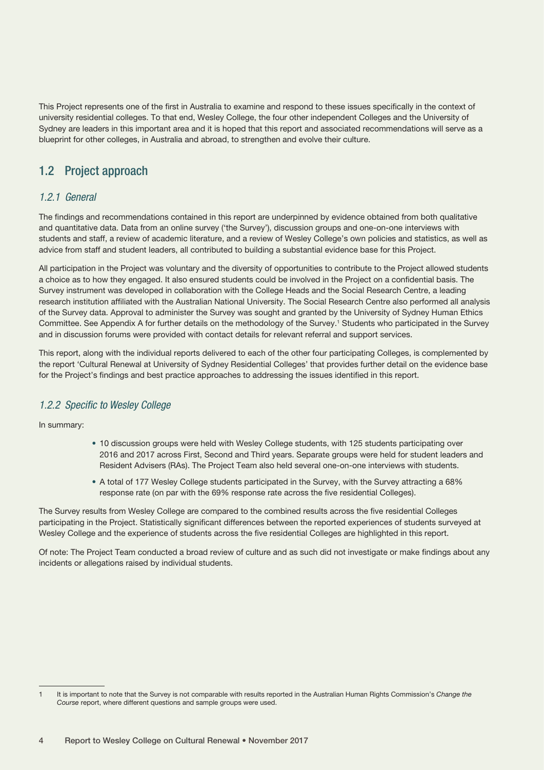This Project represents one of the first in Australia to examine and respond to these issues specifically in the context of university residential colleges. To that end, Wesley College, the four other independent Colleges and the University of Sydney are leaders in this important area and it is hoped that this report and associated recommendations will serve as a blueprint for other colleges, in Australia and abroad, to strengthen and evolve their culture.

## 1.2 Project approach

### *1.2.1 General*

The findings and recommendations contained in this report are underpinned by evidence obtained from both qualitative and quantitative data. Data from an online survey ('the Survey'), discussion groups and one-on-one interviews with students and staff, a review of academic literature, and a review of Wesley College's own policies and statistics, as well as advice from staff and student leaders, all contributed to building a substantial evidence base for this Project.

All participation in the Project was voluntary and the diversity of opportunities to contribute to the Project allowed students a choice as to how they engaged. It also ensured students could be involved in the Project on a confidential basis. The Survey instrument was developed in collaboration with the College Heads and the Social Research Centre, a leading research institution affiliated with the Australian National University. The Social Research Centre also performed all analysis of the Survey data. Approval to administer the Survey was sought and granted by the University of Sydney Human Ethics Committee. See Appendix A for further details on the methodology of the Survey.[1] Students who participated in the Survey and in discussion forums were provided with contact details for relevant referral and support services.

This report, along with the individual reports delivered to each of the other four participating Colleges, is complemented by the report 'Cultural Renewal at University of Sydney Residential Colleges' that provides further detail on the evidence base for the Project's findings and best practice approaches to addressing the issues identified in this report.

### *1.2.2 Specific to Wesley College*

In summary:

- 10 discussion groups were held with Wesley College students, with 125 students participating over 2016 and 2017 across First, Second and Third years. Separate groups were held for student leaders and Resident Advisers (RAs). The Project Team also held several one-on-one interviews with students.
- A total of 177 Wesley College students participated in the Survey, with the Survey attracting a 68% response rate (on par with the 69% response rate across the five residential Colleges).

The Survey results from Wesley College are compared to the combined results across the five residential Colleges participating in the Project. Statistically significant differences between the reported experiences of students surveyed at Wesley College and the experience of students across the five residential Colleges are highlighted in this report.

Of note: The Project Team conducted a broad review of culture and as such did not investigate or make findings about any incidents or allegations raised by individual students.

---

1 It is important to note that the Survey is not comparable with results reported in the Australian Human Rights Commission's *Change the Course* report, where different questions and sample groups were used.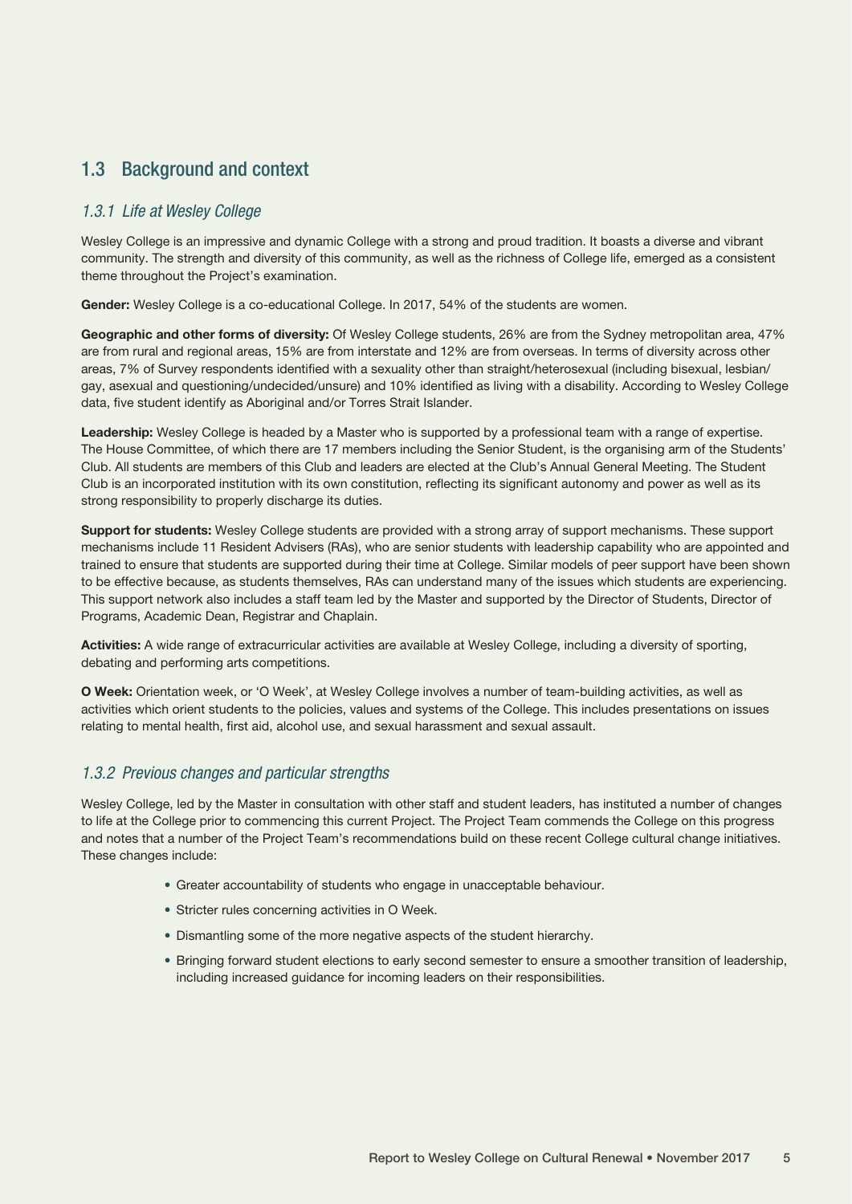## 1.3 Background and context

### *1.3.1 Life at Wesley College*

Wesley College is an impressive and dynamic College with a strong and proud tradition. It boasts a diverse and vibrant community. The strength and diversity of this community, as well as the richness of College life, emerged as a consistent theme throughout the Project's examination.

**Gender:** Wesley College is a co-educational College. In 2017, 54% of the students are women.

**Geographic and other forms of diversity:** Of Wesley College students, 26% are from the Sydney metropolitan area, 47% are from rural and regional areas, 15% are from interstate and 12% are from overseas. In terms of diversity across other areas, 7% of Survey respondents identified with a sexuality other than straight/heterosexual (including bisexual, lesbian/gay, asexual and questioning/undecided/unsure) and 10% identified as living with a disability. According to Wesley College data, five student identify as Aboriginal and/or Torres Strait Islander.

**Leadership:** Wesley College is headed by a Master who is supported by a professional team with a range of expertise. The House Committee, of which there are 17 members including the Senior Student, is the organising arm of the Students' Club. All students are members of this Club and leaders are elected at the Club's Annual General Meeting. The Student Club is an incorporated institution with its own constitution, reflecting its significant autonomy and power as well as its strong responsibility to properly discharge its duties.

**Support for students:** Wesley College students are provided with a strong array of support mechanisms. These support mechanisms include 11 Resident Advisers (RAs), who are senior students with leadership capability who are appointed and trained to ensure that students are supported during their time at College. Similar models of peer support have been shown to be effective because, as students themselves, RAs can understand many of the issues which students are experiencing. This support network also includes a staff team led by the Master and supported by the Director of Students, Director of Programs, Academic Dean, Registrar and Chaplain.

**Activities:** A wide range of extracurricular activities are available at Wesley College, including a diversity of sporting, debating and performing arts competitions.

**O Week:** Orientation week, or 'O Week', at Wesley College involves a number of team-building activities, as well as activities which orient students to the policies, values and systems of the College. This includes presentations on issues relating to mental health, first aid, alcohol use, and sexual harassment and sexual assault.

### *1.3.2 Previous changes and particular strengths*

Wesley College, led by the Master in consultation with other staff and student leaders, has instituted a number of changes to life at the College prior to commencing this current Project. The Project Team commends the College on this progress and notes that a number of the Project Team's recommendations build on these recent College cultural change initiatives. These changes include:

- Greater accountability of students who engage in unacceptable behaviour.
- Stricter rules concerning activities in O Week.
- Dismantling some of the more negative aspects of the student hierarchy.
- Bringing forward student elections to early second semester to ensure a smoother transition of leadership, including increased guidance for incoming leaders on their responsibilities.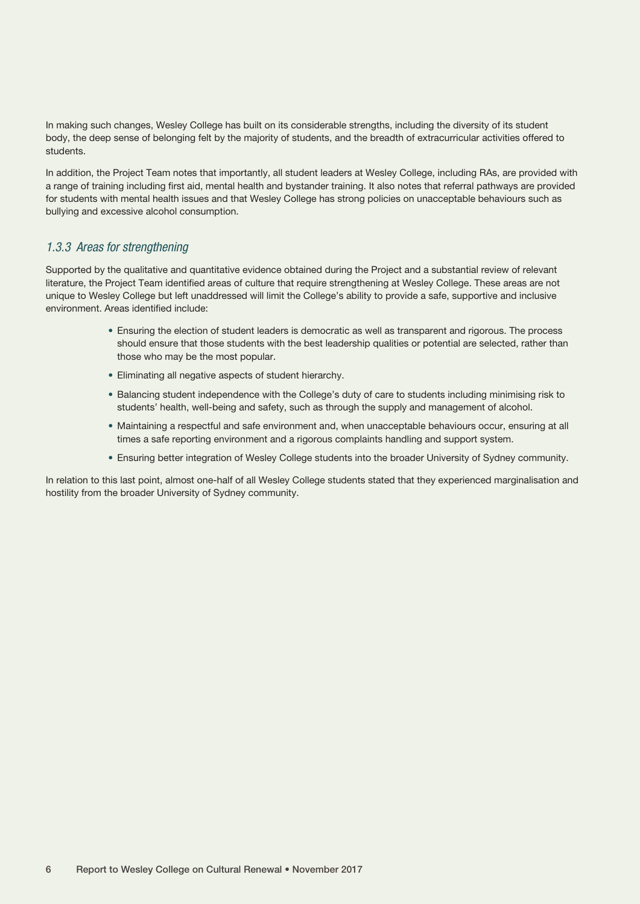In making such changes, Wesley College has built on its considerable strengths, including the diversity of its student body, the deep sense of belonging felt by the majority of students, and the breadth of extracurricular activities offered to students.

In addition, the Project Team notes that importantly, all student leaders at Wesley College, including RAs, are provided with a range of training including first aid, mental health and bystander training. It also notes that referral pathways are provided for students with mental health issues and that Wesley College has strong policies on unacceptable behaviours such as bullying and excessive alcohol consumption.

### *1.3.3 Areas for strengthening*

Supported by the qualitative and quantitative evidence obtained during the Project and a substantial review of relevant literature, the Project Team identified areas of culture that require strengthening at Wesley College. These areas are not unique to Wesley College but left unaddressed will limit the College's ability to provide a safe, supportive and inclusive environment. Areas identified include:

- Ensuring the election of student leaders is democratic as well as transparent and rigorous. The process should ensure that those students with the best leadership qualities or potential are selected, rather than those who may be the most popular.
- Eliminating all negative aspects of student hierarchy.
- Balancing student independence with the College's duty of care to students including minimising risk to students' health, well-being and safety, such as through the supply and management of alcohol.
- Maintaining a respectful and safe environment and, when unacceptable behaviours occur, ensuring at all times a safe reporting environment and a rigorous complaints handling and support system.
- Ensuring better integration of Wesley College students into the broader University of Sydney community.

In relation to this last point, almost one-half of all Wesley College students stated that they experienced marginalisation and hostility from the broader University of Sydney community.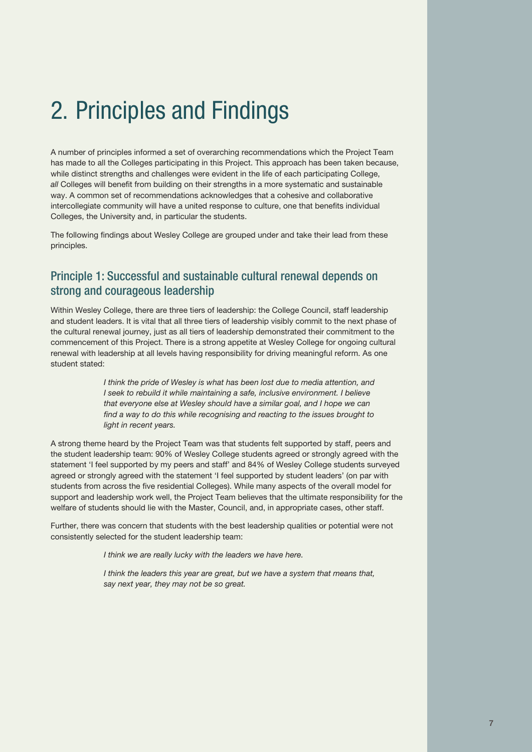# 2. Principles and Findings

A number of principles informed a set of overarching recommendations which the Project Team has made to all the Colleges participating in this Project. This approach has been taken because, while distinct strengths and challenges were evident in the life of each participating College, *all* Colleges will benefit from building on their strengths in a more systematic and sustainable way. A common set of recommendations acknowledges that a cohesive and collaborative intercollegiate community will have a united response to culture, one that benefits individual Colleges, the University and, in particular the students.

The following findings about Wesley College are grouped under and take their lead from these principles.

## Principle 1: Successful and sustainable cultural renewal depends on strong and courageous leadership

Within Wesley College, there are three tiers of leadership: the College Council, staff leadership and student leaders. It is vital that all three tiers of leadership visibly commit to the next phase of the cultural renewal journey, just as all tiers of leadership demonstrated their commitment to the commencement of this Project. There is a strong appetite at Wesley College for ongoing cultural renewal with leadership at all levels having responsibility for driving meaningful reform. As one student stated:

> *I think the pride of Wesley is what has been lost due to media attention, and I seek to rebuild it while maintaining a safe, inclusive environment. I believe that everyone else at Wesley should have a similar goal, and I hope we can find a way to do this while recognising and reacting to the issues brought to light in recent years.*

A strong theme heard by the Project Team was that students felt supported by staff, peers and the student leadership team: 90% of Wesley College students agreed or strongly agreed with the statement 'I feel supported by my peers and staff' and 84% of Wesley College students surveyed agreed or strongly agreed with the statement 'I feel supported by student leaders' (on par with students from across the five residential Colleges). While many aspects of the overall model for support and leadership work well, the Project Team believes that the ultimate responsibility for the welfare of students should lie with the Master, Council, and, in appropriate cases, other staff.

Further, there was concern that students with the best leadership qualities or potential were not consistently selected for the student leadership team:

> *I think we are really lucky with the leaders we have here.*
>
> *I think the leaders this year are great, but we have a system that means that, say next year, they may not be so great.*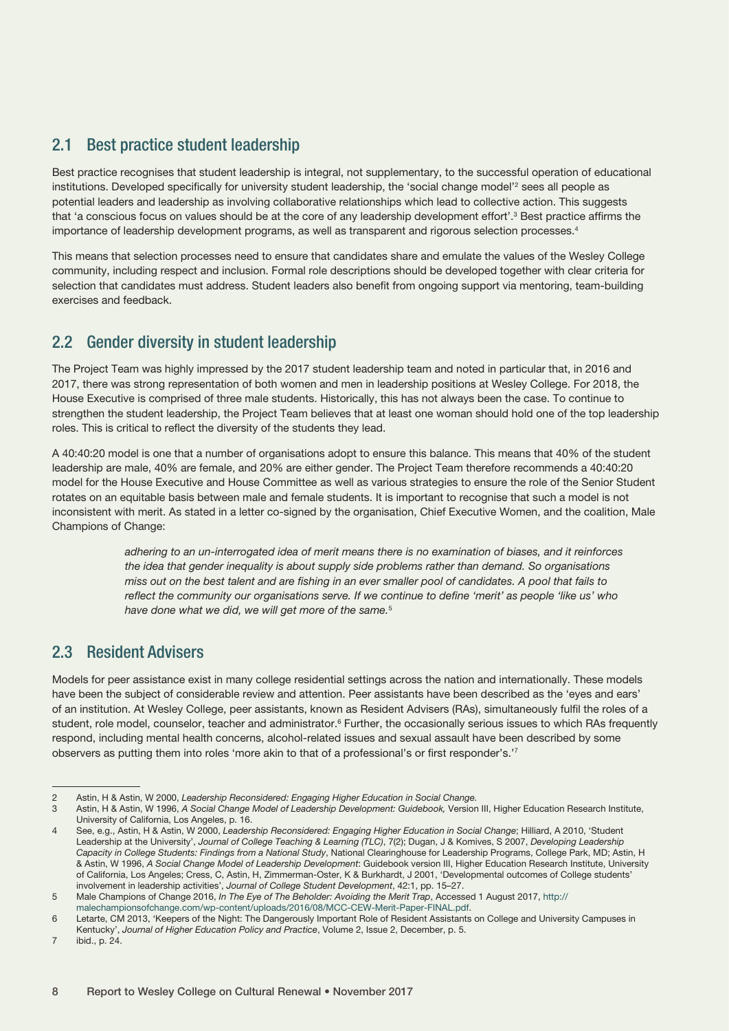## 2.1 Best practice student leadership

Best practice recognises that student leadership is integral, not supplementary, to the successful operation of educational institutions. Developed specifically for university student leadership, the 'social change model'[2] sees all people as potential leaders and leadership as involving collaborative relationships which lead to collective action. This suggests that 'a conscious focus on values should be at the core of any leadership development effort'.[3] Best practice affirms the importance of leadership development programs, as well as transparent and rigorous selection processes.[4]

This means that selection processes need to ensure that candidates share and emulate the values of the Wesley College community, including respect and inclusion. Formal role descriptions should be developed together with clear criteria for selection that candidates must address. Student leaders also benefit from ongoing support via mentoring, team-building exercises and feedback.

## 2.2 Gender diversity in student leadership

The Project Team was highly impressed by the 2017 student leadership team and noted in particular that, in 2016 and 2017, there was strong representation of both women and men in leadership positions at Wesley College. For 2018, the House Executive is comprised of three male students. Historically, this has not always been the case. To continue to strengthen the student leadership, the Project Team believes that at least one woman should hold one of the top leadership roles. This is critical to reflect the diversity of the students they lead.

A 40:40:20 model is one that a number of organisations adopt to ensure this balance. This means that 40% of the student leadership are male, 40% are female, and 20% are either gender. The Project Team therefore recommends a 40:40:20 model for the House Executive and House Committee as well as various strategies to ensure the role of the Senior Student rotates on an equitable basis between male and female students. It is important to recognise that such a model is not inconsistent with merit. As stated in a letter co-signed by the organisation, Chief Executive Women, and the coalition, Male Champions of Change:

> *adhering to an un-interrogated idea of merit means there is no examination of biases, and it reinforces the idea that gender inequality is about supply side problems rather than demand. So organisations miss out on the best talent and are fishing in an ever smaller pool of candidates. A pool that fails to reflect the community our organisations serve. If we continue to define 'merit' as people 'like us' who have done what we did, we will get more of the same.*[5]

## 2.3 Resident Advisers

Models for peer assistance exist in many college residential settings across the nation and internationally. These models have been the subject of considerable review and attention. Peer assistants have been described as the 'eyes and ears' of an institution. At Wesley College, peer assistants, known as Resident Advisers (RAs), simultaneously fulfil the roles of a student, role model, counselor, teacher and administrator.[6] Further, the occasionally serious issues to which RAs frequently respond, including mental health concerns, alcohol-related issues and sexual assault have been described by some observers as putting them into roles 'more akin to that of a professional's or first responder's.'[7]

---

2 Astin, H & Astin, W 2000, *Leadership Reconsidered: Engaging Higher Education in Social Change.*

3 Astin, H & Astin, W 1996, *A Social Change Model of Leadership Development: Guidebook,* Version III, Higher Education Research Institute, University of California, Los Angeles, p. 16.

4 See, e.g., Astin, H & Astin, W 2000, *Leadership Reconsidered: Engaging Higher Education in Social Change*; Hilliard, A 2010, 'Student Leadership at the University', *Journal of College Teaching & Learning (TLC)*, 7(2); Dugan, J & Komives, S 2007, *Developing Leadership Capacity in College Students: Findings from a National Study*, National Clearinghouse for Leadership Programs, College Park, MD; Astin, H & Astin, W 1996, *A Social Change Model of Leadership Development*: Guidebook version III, Higher Education Research Institute, University of California, Los Angeles; Cress, C, Astin, H, Zimmerman-Oster, K & Burkhardt, J 2001, 'Developmental outcomes of College students' involvement in leadership activities', *Journal of College Student Development*, 42:1, pp. 15–27.

5 Male Champions of Change 2016, *In The Eye of The Beholder: Avoiding the Merit Trap*, Accessed 1 August 2017, http://malechampionsofchange.com/wp-content/uploads/2016/08/MCC-CEW-Merit-Paper-FINAL.pdf.

6 Letarte, CM 2013, 'Keepers of the Night: The Dangerously Important Role of Resident Assistants on College and University Campuses in Kentucky', *Journal of Higher Education Policy and Practice*, Volume 2, Issue 2, December, p. 5.

7 ibid., p. 24.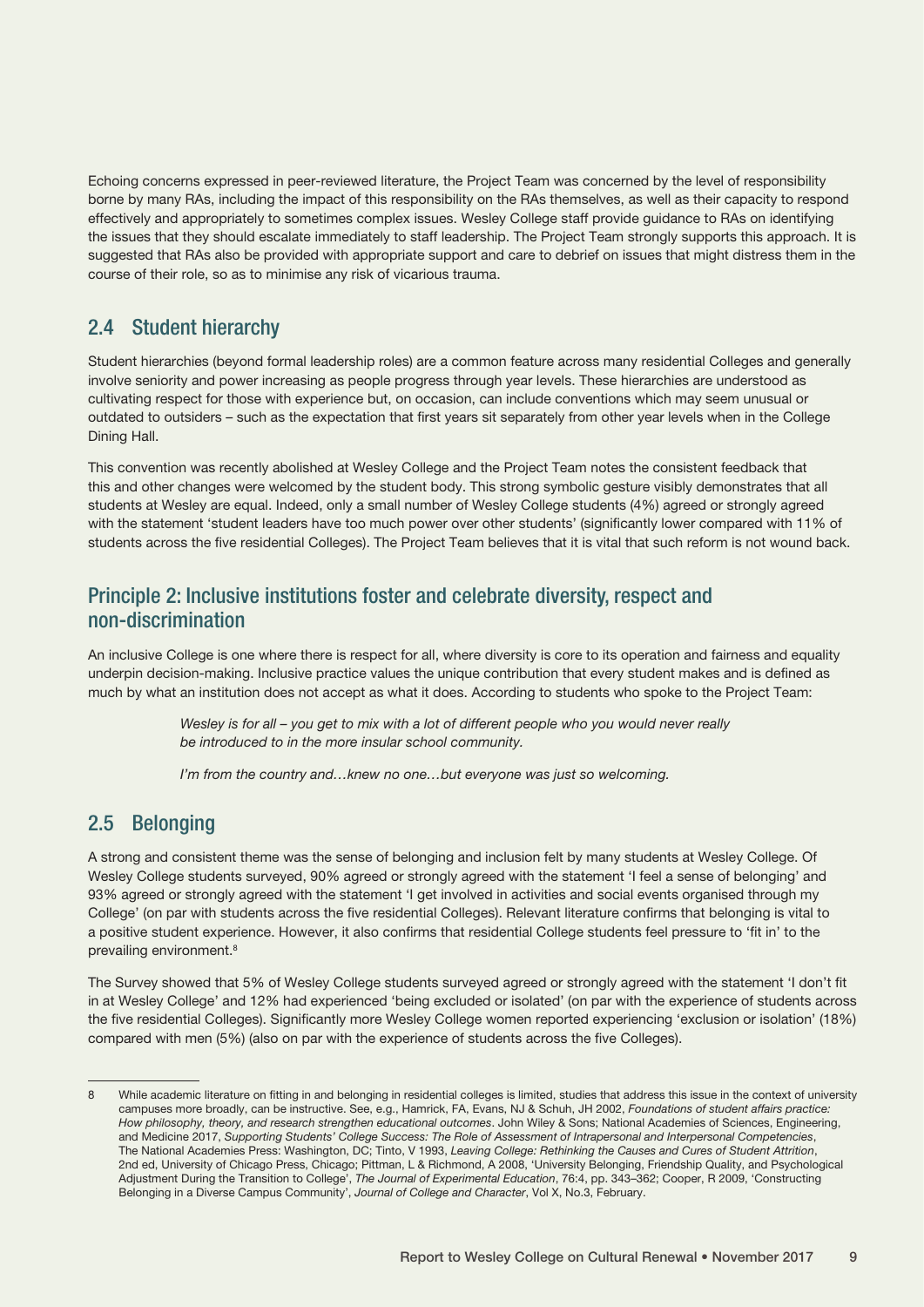Echoing concerns expressed in peer-reviewed literature, the Project Team was concerned by the level of responsibility borne by many RAs, including the impact of this responsibility on the RAs themselves, as well as their capacity to respond effectively and appropriately to sometimes complex issues. Wesley College staff provide guidance to RAs on identifying the issues that they should escalate immediately to staff leadership. The Project Team strongly supports this approach. It is suggested that RAs also be provided with appropriate support and care to debrief on issues that might distress them in the course of their role, so as to minimise any risk of vicarious trauma.

## 2.4 Student hierarchy

Student hierarchies (beyond formal leadership roles) are a common feature across many residential Colleges and generally involve seniority and power increasing as people progress through year levels. These hierarchies are understood as cultivating respect for those with experience but, on occasion, can include conventions which may seem unusual or outdated to outsiders – such as the expectation that first years sit separately from other year levels when in the College Dining Hall.

This convention was recently abolished at Wesley College and the Project Team notes the consistent feedback that this and other changes were welcomed by the student body. This strong symbolic gesture visibly demonstrates that all students at Wesley are equal. Indeed, only a small number of Wesley College students (4%) agreed or strongly agreed with the statement 'student leaders have too much power over other students' (significantly lower compared with 11% of students across the five residential Colleges). The Project Team believes that it is vital that such reform is not wound back.

## Principle 2: Inclusive institutions foster and celebrate diversity, respect and non-discrimination

An inclusive College is one where there is respect for all, where diversity is core to its operation and fairness and equality underpin decision-making. Inclusive practice values the unique contribution that every student makes and is defined as much by what an institution does not accept as what it does. According to students who spoke to the Project Team:

> *Wesley is for all – you get to mix with a lot of different people who you would never really be introduced to in the more insular school community.*
>
> *I'm from the country and…knew no one…but everyone was just so welcoming.*

## 2.5 Belonging

A strong and consistent theme was the sense of belonging and inclusion felt by many students at Wesley College. Of Wesley College students surveyed, 90% agreed or strongly agreed with the statement 'I feel a sense of belonging' and 93% agreed or strongly agreed with the statement 'I get involved in activities and social events organised through my College' (on par with students across the five residential Colleges). Relevant literature confirms that belonging is vital to a positive student experience. However, it also confirms that residential College students feel pressure to 'fit in' to the prevailing environment.[8]

The Survey showed that 5% of Wesley College students surveyed agreed or strongly agreed with the statement 'I don't fit in at Wesley College' and 12% had experienced 'being excluded or isolated' (on par with the experience of students across the five residential Colleges). Significantly more Wesley College women reported experiencing 'exclusion or isolation' (18%) compared with men (5%) (also on par with the experience of students across the five Colleges).

---

8 While academic literature on fitting in and belonging in residential colleges is limited, studies that address this issue in the context of university campuses more broadly, can be instructive. See, e.g., Hamrick, FA, Evans, NJ & Schuh, JH 2002, *Foundations of student affairs practice: How philosophy, theory, and research strengthen educational outcomes*. John Wiley & Sons; National Academies of Sciences, Engineering, and Medicine 2017, *Supporting Students' College Success: The Role of Assessment of Intrapersonal and Interpersonal Competencies*, The National Academies Press: Washington, DC; Tinto, V 1993, *Leaving College: Rethinking the Causes and Cures of Student Attrition*, 2nd ed, University of Chicago Press, Chicago; Pittman, L & Richmond, A 2008, 'University Belonging, Friendship Quality, and Psychological Adjustment During the Transition to College', *The Journal of Experimental Education*, 76:4, pp. 343–362; Cooper, R 2009, 'Constructing Belonging in a Diverse Campus Community', *Journal of College and Character*, Vol X, No.3, February.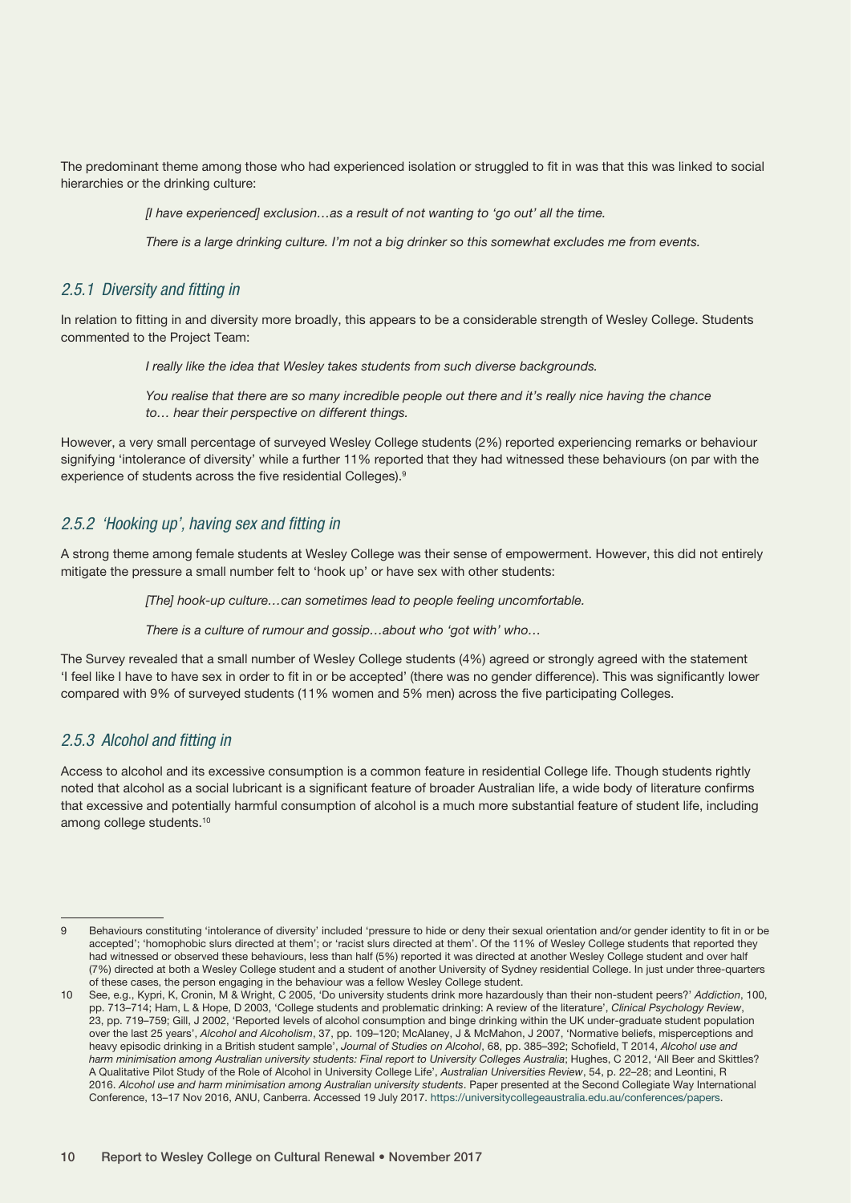The predominant theme among those who had experienced isolation or struggled to fit in was that this was linked to social hierarchies or the drinking culture:

> *[I have experienced] exclusion…as a result of not wanting to 'go out' all the time.*
>
> *There is a large drinking culture. I'm not a big drinker so this somewhat excludes me from events.*

### *2.5.1 Diversity and fitting in*

In relation to fitting in and diversity more broadly, this appears to be a considerable strength of Wesley College. Students commented to the Project Team:

> *I really like the idea that Wesley takes students from such diverse backgrounds.*
>
> *You realise that there are so many incredible people out there and it's really nice having the chance to… hear their perspective on different things.*

However, a very small percentage of surveyed Wesley College students (2%) reported experiencing remarks or behaviour signifying 'intolerance of diversity' while a further 11% reported that they had witnessed these behaviours (on par with the experience of students across the five residential Colleges).[9]

### *2.5.2 'Hooking up', having sex and fitting in*

A strong theme among female students at Wesley College was their sense of empowerment. However, this did not entirely mitigate the pressure a small number felt to 'hook up' or have sex with other students:

> *[The] hook-up culture…can sometimes lead to people feeling uncomfortable.*
>
> *There is a culture of rumour and gossip…about who 'got with' who…*

The Survey revealed that a small number of Wesley College students (4%) agreed or strongly agreed with the statement 'I feel like I have to have sex in order to fit in or be accepted' (there was no gender difference). This was significantly lower compared with 9% of surveyed students (11% women and 5% men) across the five participating Colleges.

### *2.5.3 Alcohol and fitting in*

Access to alcohol and its excessive consumption is a common feature in residential College life. Though students rightly noted that alcohol as a social lubricant is a significant feature of broader Australian life, a wide body of literature confirms that excessive and potentially harmful consumption of alcohol is a much more substantial feature of student life, including among college students.[10]

---

9 Behaviours constituting 'intolerance of diversity' included 'pressure to hide or deny their sexual orientation and/or gender identity to fit in or be accepted'; 'homophobic slurs directed at them'; or 'racist slurs directed at them'. Of the 11% of Wesley College students that reported they had witnessed or observed these behaviours, less than half (5%) reported it was directed at another Wesley College student and over half (7%) directed at both a Wesley College student and a student of another University of Sydney residential College. In just under three-quarters of these cases, the person engaging in the behaviour was a fellow Wesley College student.

10 See, e.g., Kypri, K, Cronin, M & Wright, C 2005, 'Do university students drink more hazardously than their non-student peers?' *Addiction*, 100, pp. 713–714; Ham, L & Hope, D 2003, 'College students and problematic drinking: A review of the literature', *Clinical Psychology Review*, 23, pp. 719–759; Gill, J 2002, 'Reported levels of alcohol consumption and binge drinking within the UK under-graduate student population over the last 25 years', *Alcohol and Alcoholism*, 37, pp. 109–120; McAlaney, J & McMahon, J 2007, 'Normative beliefs, misperceptions and heavy episodic drinking in a British student sample', *Journal of Studies on Alcohol*, 68, pp. 385–392; Schofield, T 2014, *Alcohol use and harm minimisation among Australian university students: Final report to University Colleges Australia*; Hughes, C 2012, 'All Beer and Skittles? A Qualitative Pilot Study of the Role of Alcohol in University College Life', *Australian Universities Review*, 54, p. 22–28; and Leontini, R 2016. *Alcohol use and harm minimisation among Australian university students*. Paper presented at the Second Collegiate Way International Conference, 13–17 Nov 2016, ANU, Canberra. Accessed 19 July 2017. https://universitycollegeaustralia.edu.au/conferences/papers.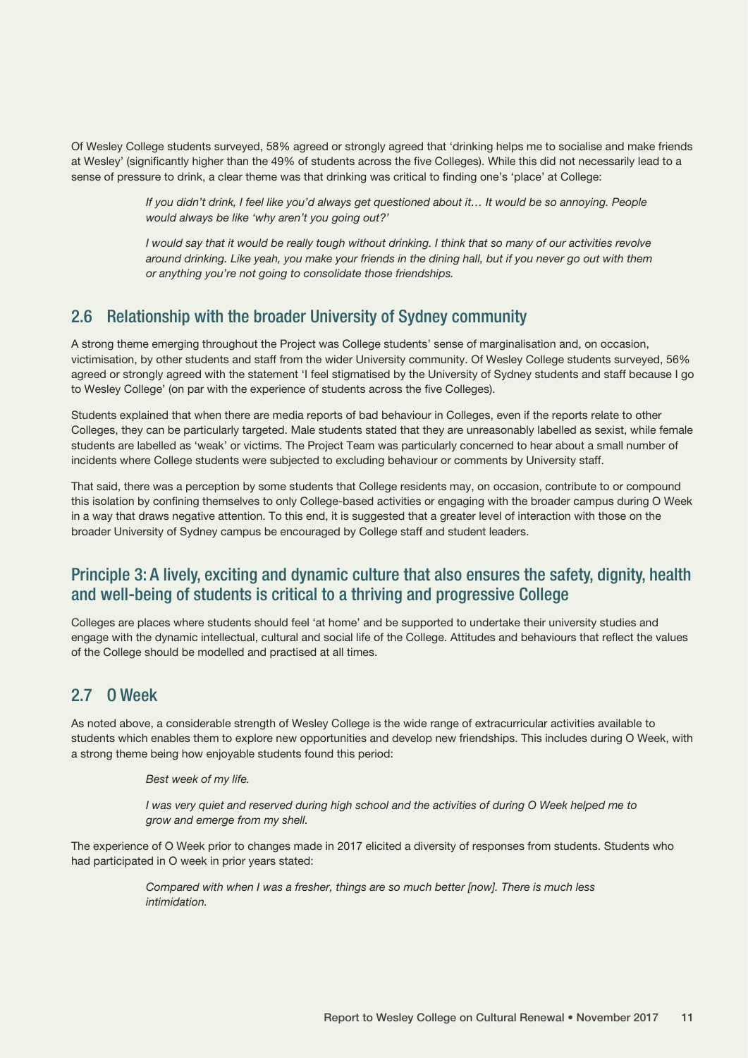Of Wesley College students surveyed, 58% agreed or strongly agreed that 'drinking helps me to socialise and make friends at Wesley' (significantly higher than the 49% of students across the five Colleges). While this did not necessarily lead to a sense of pressure to drink, a clear theme was that drinking was critical to finding one's 'place' at College:

> *If you didn't drink, I feel like you'd always get questioned about it… It would be so annoying. People would always be like 'why aren't you going out?'*
>
> *I would say that it would be really tough without drinking. I think that so many of our activities revolve around drinking. Like yeah, you make your friends in the dining hall, but if you never go out with them or anything you're not going to consolidate those friendships.*

## 2.6 Relationship with the broader University of Sydney community

A strong theme emerging throughout the Project was College students' sense of marginalisation and, on occasion, victimisation, by other students and staff from the wider University community. Of Wesley College students surveyed, 56% agreed or strongly agreed with the statement 'I feel stigmatised by the University of Sydney students and staff because I go to Wesley College' (on par with the experience of students across the five Colleges).

Students explained that when there are media reports of bad behaviour in Colleges, even if the reports relate to other Colleges, they can be particularly targeted. Male students stated that they are unreasonably labelled as sexist, while female students are labelled as 'weak' or victims. The Project Team was particularly concerned to hear about a small number of incidents where College students were subjected to excluding behaviour or comments by University staff.

That said, there was a perception by some students that College residents may, on occasion, contribute to or compound this isolation by confining themselves to only College-based activities or engaging with the broader campus during O Week in a way that draws negative attention. To this end, it is suggested that a greater level of interaction with those on the broader University of Sydney campus be encouraged by College staff and student leaders.

## Principle 3: A lively, exciting and dynamic culture that also ensures the safety, dignity, health and well-being of students is critical to a thriving and progressive College

Colleges are places where students should feel 'at home' and be supported to undertake their university studies and engage with the dynamic intellectual, cultural and social life of the College. Attitudes and behaviours that reflect the values of the College should be modelled and practised at all times.

## 2.7 O Week

As noted above, a considerable strength of Wesley College is the wide range of extracurricular activities available to students which enables them to explore new opportunities and develop new friendships. This includes during O Week, with a strong theme being how enjoyable students found this period:

> *Best week of my life.*
>
> *I was very quiet and reserved during high school and the activities of during O Week helped me to grow and emerge from my shell.*

The experience of O Week prior to changes made in 2017 elicited a diversity of responses from students. Students who had participated in O week in prior years stated:

> *Compared with when I was a fresher, things are so much better [now]. There is much less intimidation.*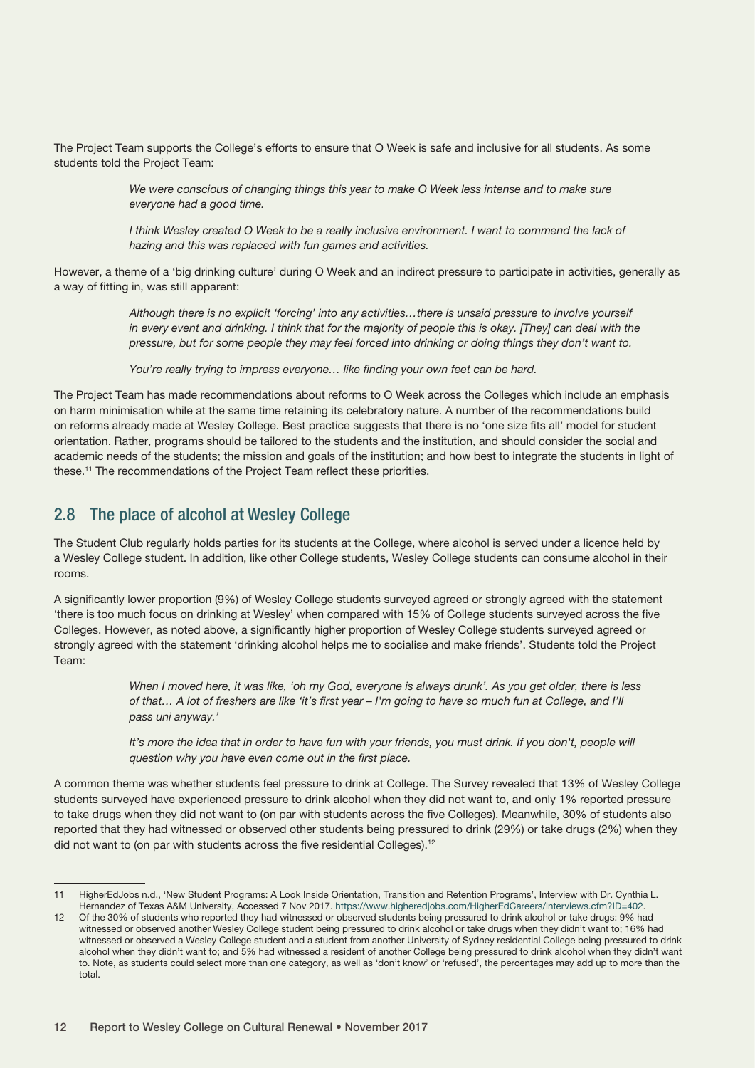The Project Team supports the College's efforts to ensure that O Week is safe and inclusive for all students. As some students told the Project Team:

> *We were conscious of changing things this year to make O Week less intense and to make sure everyone had a good time.*
>
> *I think Wesley created O Week to be a really inclusive environment. I want to commend the lack of hazing and this was replaced with fun games and activities.*

However, a theme of a 'big drinking culture' during O Week and an indirect pressure to participate in activities, generally as a way of fitting in, was still apparent:

> *Although there is no explicit 'forcing' into any activities…there is unsaid pressure to involve yourself in every event and drinking. I think that for the majority of people this is okay. [They] can deal with the pressure, but for some people they may feel forced into drinking or doing things they don't want to.*
>
> *You're really trying to impress everyone… like finding your own feet can be hard.*

The Project Team has made recommendations about reforms to O Week across the Colleges which include an emphasis on harm minimisation while at the same time retaining its celebratory nature. A number of the recommendations build on reforms already made at Wesley College. Best practice suggests that there is no 'one size fits all' model for student orientation. Rather, programs should be tailored to the students and the institution, and should consider the social and academic needs of the students; the mission and goals of the institution; and how best to integrate the students in light of these.[11] The recommendations of the Project Team reflect these priorities.

## 2.8 The place of alcohol at Wesley College

The Student Club regularly holds parties for its students at the College, where alcohol is served under a licence held by a Wesley College student. In addition, like other College students, Wesley College students can consume alcohol in their rooms.

A significantly lower proportion (9%) of Wesley College students surveyed agreed or strongly agreed with the statement 'there is too much focus on drinking at Wesley' when compared with 15% of College students surveyed across the five Colleges. However, as noted above, a significantly higher proportion of Wesley College students surveyed agreed or strongly agreed with the statement 'drinking alcohol helps me to socialise and make friends'. Students told the Project Team:

> *When I moved here, it was like, 'oh my God, everyone is always drunk'. As you get older, there is less of that… A lot of freshers are like 'it's first year – I'm going to have so much fun at College, and I'll pass uni anyway.'*
>
> *It's more the idea that in order to have fun with your friends, you must drink. If you don't, people will question why you have even come out in the first place.*

A common theme was whether students feel pressure to drink at College. The Survey revealed that 13% of Wesley College students surveyed have experienced pressure to drink alcohol when they did not want to, and only 1% reported pressure to take drugs when they did not want to (on par with students across the five Colleges). Meanwhile, 30% of students also reported that they had witnessed or observed other students being pressured to drink (29%) or take drugs (2%) when they did not want to (on par with students across the five residential Colleges).[12]

---

11 HigherEdJobs n.d., 'New Student Programs: A Look Inside Orientation, Transition and Retention Programs', Interview with Dr. Cynthia L. Hernandez of Texas A&M University, Accessed 7 Nov 2017. https://www.higheredjobs.com/HigherEdCareers/interviews.cfm?ID=402.

12 Of the 30% of students who reported they had witnessed or observed students being pressured to drink alcohol or take drugs: 9% had witnessed or observed another Wesley College student being pressured to drink alcohol or take drugs when they didn't want to; 16% had witnessed or observed a Wesley College student and a student from another University of Sydney residential College being pressured to drink alcohol when they didn't want to; and 5% had witnessed a resident of another College being pressured to drink alcohol when they didn't want to. Note, as students could select more than one category, as well as 'don't know' or 'refused', the percentages may add up to more than the total.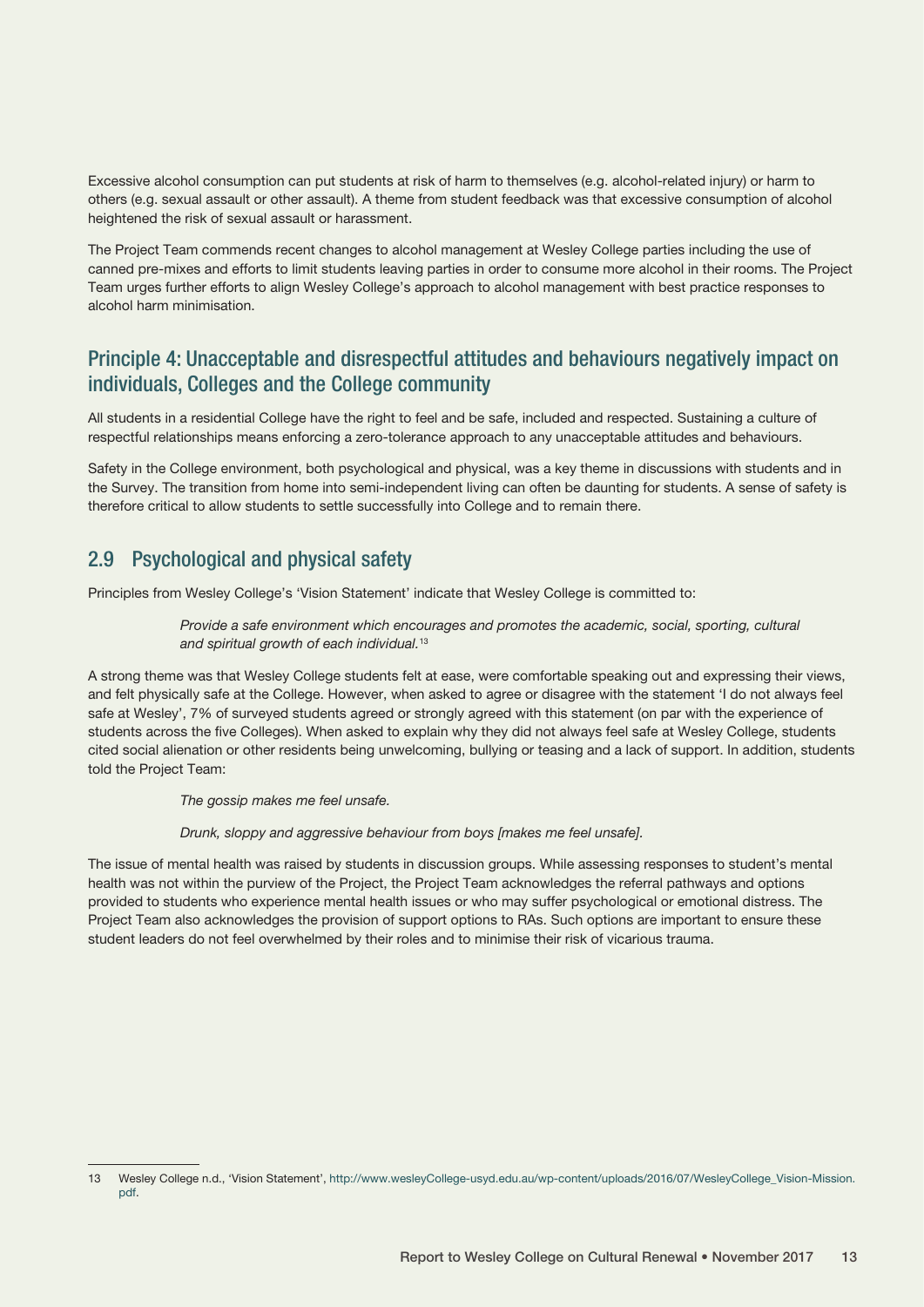Excessive alcohol consumption can put students at risk of harm to themselves (e.g. alcohol-related injury) or harm to others (e.g. sexual assault or other assault). A theme from student feedback was that excessive consumption of alcohol heightened the risk of sexual assault or harassment.

The Project Team commends recent changes to alcohol management at Wesley College parties including the use of canned pre-mixes and efforts to limit students leaving parties in order to consume more alcohol in their rooms. The Project Team urges further efforts to align Wesley College's approach to alcohol management with best practice responses to alcohol harm minimisation.

## Principle 4: Unacceptable and disrespectful attitudes and behaviours negatively impact on individuals, Colleges and the College community

All students in a residential College have the right to feel and be safe, included and respected. Sustaining a culture of respectful relationships means enforcing a zero-tolerance approach to any unacceptable attitudes and behaviours.

Safety in the College environment, both psychological and physical, was a key theme in discussions with students and in the Survey. The transition from home into semi-independent living can often be daunting for students. A sense of safety is therefore critical to allow students to settle successfully into College and to remain there.

## 2.9 Psychological and physical safety

Principles from Wesley College's 'Vision Statement' indicate that Wesley College is committed to:

> *Provide a safe environment which encourages and promotes the academic, social, sporting, cultural and spiritual growth of each individual.*[13]

A strong theme was that Wesley College students felt at ease, were comfortable speaking out and expressing their views, and felt physically safe at the College. However, when asked to agree or disagree with the statement 'I do not always feel safe at Wesley', 7% of surveyed students agreed or strongly agreed with this statement (on par with the experience of students across the five Colleges). When asked to explain why they did not always feel safe at Wesley College, students cited social alienation or other residents being unwelcoming, bullying or teasing and a lack of support. In addition, students told the Project Team:

> *The gossip makes me feel unsafe.*
>
> *Drunk, sloppy and aggressive behaviour from boys [makes me feel unsafe].*

The issue of mental health was raised by students in discussion groups. While assessing responses to student's mental health was not within the purview of the Project, the Project Team acknowledges the referral pathways and options provided to students who experience mental health issues or who may suffer psychological or emotional distress. The Project Team also acknowledges the provision of support options to RAs. Such options are important to ensure these student leaders do not feel overwhelmed by their roles and to minimise their risk of vicarious trauma.

---

13 Wesley College n.d., 'Vision Statement', http://www.wesleyCollege-usyd.edu.au/wp-content/uploads/2016/07/WesleyCollege_Vision-Mission.pdf.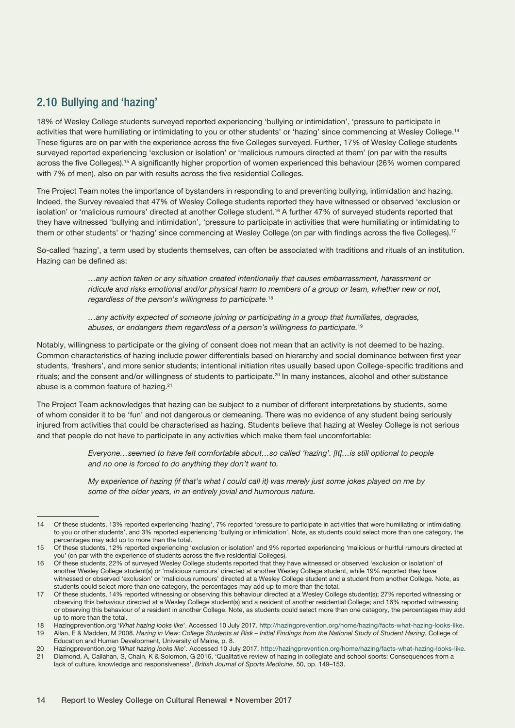## 2.10 Bullying and 'hazing'

18% of Wesley College students surveyed reported experiencing 'bullying or intimidation', 'pressure to participate in activities that were humiliating or intimidating to you or other students' or 'hazing' since commencing at Wesley College.[14] These figures are on par with the experience across the five Colleges surveyed. Further, 17% of Wesley College students surveyed reported experiencing 'exclusion or isolation' or 'malicious rumours directed at them' (on par with the results across the five Colleges).[15] A significantly higher proportion of women experienced this behaviour (26% women compared with 7% of men), also on par with results across the five residential Colleges.

The Project Team notes the importance of bystanders in responding to and preventing bullying, intimidation and hazing. Indeed, the Survey revealed that 47% of Wesley College students reported they have witnessed or observed 'exclusion or isolation' or 'malicious rumours' directed at another College student.[16] A further 47% of surveyed students reported that they have witnessed 'bullying and intimidation', 'pressure to participate in activities that were humiliating or intimidating to them or other students' or 'hazing' since commencing at Wesley College (on par with findings across the five Colleges).[17]

So-called 'hazing', a term used by students themselves, can often be associated with traditions and rituals of an institution. Hazing can be defined as:

> *…any action taken or any situation created intentionally that causes embarrassment, harassment or ridicule and risks emotional and/or physical harm to members of a group or team, whether new or not, regardless of the person's willingness to participate.*[18]

> *…any activity expected of someone joining or participating in a group that humiliates, degrades, abuses, or endangers them regardless of a person's willingness to participate.*[19]

Notably, willingness to participate or the giving of consent does not mean that an activity is not deemed to be hazing. Common characteristics of hazing include power differentials based on hierarchy and social dominance between first year students, 'freshers', and more senior students; intentional initiation rites usually based upon College-specific traditions and rituals; and the consent and/or willingness of students to participate.[20] In many instances, alcohol and other substance abuse is a common feature of hazing.[21]

The Project Team acknowledges that hazing can be subject to a number of different interpretations by students, some of whom consider it to be 'fun' and not dangerous or demeaning. There was no evidence of any student being seriously injured from activities that could be characterised as hazing. Students believe that hazing at Wesley College is not serious and that people do not have to participate in any activities which make them feel uncomfortable:

> *Everyone…seemed to have felt comfortable about…so called 'hazing'. [It]…is still optional to people and no one is forced to do anything they don't want to.*

> *My experience of hazing (if that's what I could call it) was merely just some jokes played on me by some of the older years, in an entirely jovial and humorous nature.*

---

14 Of these students, 13% reported experiencing 'hazing', 7% reported 'pressure to participate in activities that were humiliating or intimidating to you or other students', and 3% reported experiencing 'bullying or intimidation'. Note, as students could select more than one category, the percentages may add up to more than the total.

15 Of these students, 12% reported experiencing 'exclusion or isolation' and 9% reported experiencing 'malicious or hurtful rumours directed at you' (on par with the experience of students across the five residential Colleges).

16 Of these students, 22% of surveyed Wesley College students reported that they have witnessed or observed 'exclusion or isolation' of another Wesley College student(s) or 'malicious rumours' directed at another Wesley College student, while 19% reported they have witnessed or observed 'exclusion' or 'malicious rumours' directed at a Wesley College student and a student from another College. Note, as students could select more than one category, the percentages may add up to more than the total.

17 Of these students, 14% reported witnessing or observing this behaviour directed at a Wesley College student(s); 27% reported witnessing or observing this behaviour directed at a Wesley College student(s) and a resident of another residential College; and 16% reported witnessing or observing this behaviour of a resident in another College. Note, as students could select more than one category, the percentages may add up to more than the total.

18 Hazingprevention.org '*What hazing looks like*'. Accessed 10 July 2017. http://hazingprevention.org/home/hazing/facts-what-hazing-looks-like.

19 Allan, E & Madden, M 2008. *Hazing in View: College Students at Risk – Initial Findings from the National Study of Student Hazing*, College of Education and Human Development, University of Maine, p. 8.

20 Hazingprevention.org '*What hazing looks like*'. Accessed 10 July 2017. http://hazingprevention.org/home/hazing/facts-what-hazing-looks-like.

21 Diamond, A, Callahan, S, Chain, K & Solomon, G 2016, 'Qualitative review of hazing in collegiate and school sports: Consequences from a lack of culture, knowledge and responsiveness', *British Journal of Sports Medicine*, 50, pp. 149–153.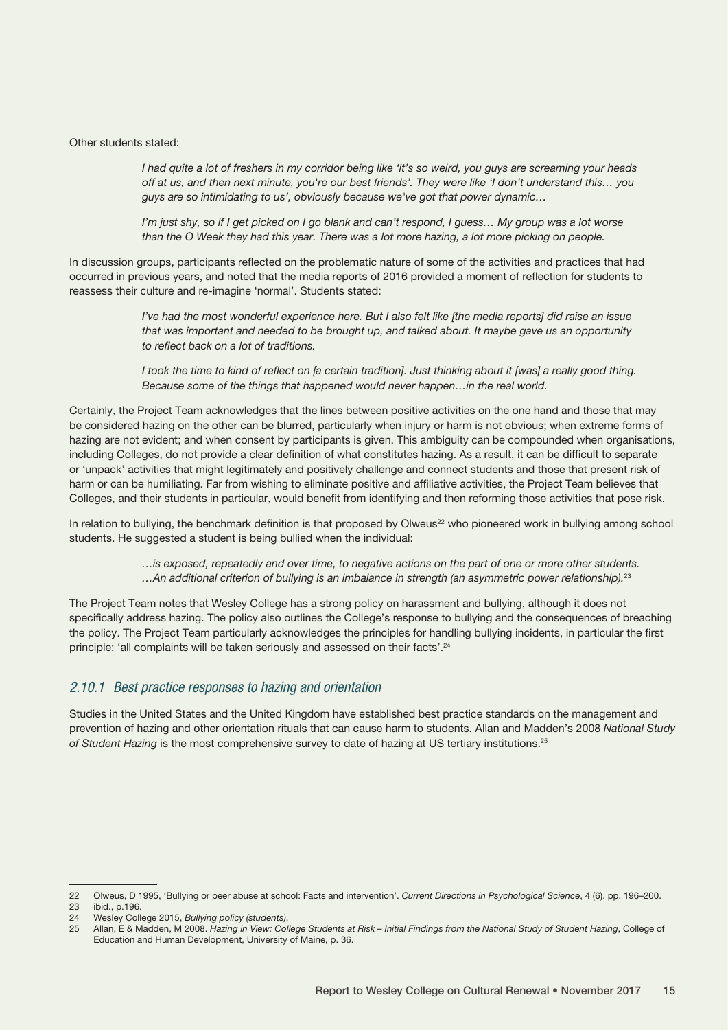Other students stated:

> *I had quite a lot of freshers in my corridor being like 'it's so weird, you guys are screaming your heads off at us, and then next minute, you're our best friends'. They were like 'I don't understand this… you guys are so intimidating to us', obviously because we've got that power dynamic…*
>
> *I'm just shy, so if I get picked on I go blank and can't respond, I guess… My group was a lot worse than the O Week they had this year. There was a lot more hazing, a lot more picking on people.*

In discussion groups, participants reflected on the problematic nature of some of the activities and practices that had occurred in previous years, and noted that the media reports of 2016 provided a moment of reflection for students to reassess their culture and re-imagine 'normal'. Students stated:

> *I've had the most wonderful experience here. But I also felt like [the media reports] did raise an issue that was important and needed to be brought up, and talked about. It maybe gave us an opportunity to reflect back on a lot of traditions.*
>
> *I took the time to kind of reflect on [a certain tradition]. Just thinking about it [was] a really good thing. Because some of the things that happened would never happen…in the real world.*

Certainly, the Project Team acknowledges that the lines between positive activities on the one hand and those that may be considered hazing on the other can be blurred, particularly when injury or harm is not obvious; when extreme forms of hazing are not evident; and when consent by participants is given. This ambiguity can be compounded when organisations, including Colleges, do not provide a clear definition of what constitutes hazing. As a result, it can be difficult to separate or 'unpack' activities that might legitimately and positively challenge and connect students and those that present risk of harm or can be humiliating. Far from wishing to eliminate positive and affiliative activities, the Project Team believes that Colleges, and their students in particular, would benefit from identifying and then reforming those activities that pose risk.

In relation to bullying, the benchmark definition is that proposed by Olweus[22] who pioneered work in bullying among school students. He suggested a student is being bullied when the individual:

> *…is exposed, repeatedly and over time, to negative actions on the part of one or more other students. …An additional criterion of bullying is an imbalance in strength (an asymmetric power relationship).*[23]

The Project Team notes that Wesley College has a strong policy on harassment and bullying, although it does not specifically address hazing. The policy also outlines the College's response to bullying and the consequences of breaching the policy. The Project Team particularly acknowledges the principles for handling bullying incidents, in particular the first principle: 'all complaints will be taken seriously and assessed on their facts'.[24]

### 2.10.1 Best practice responses to hazing and orientation

Studies in the United States and the United Kingdom have established best practice standards on the management and prevention of hazing and other orientation rituals that can cause harm to students. Allan and Madden's 2008 *National Study of Student Hazing* is the most comprehensive survey to date of hazing at US tertiary institutions.[25]

---

22 Olweus, D 1995, 'Bullying or peer abuse at school: Facts and intervention'. *Current Directions in Psychological Science*, 4 (6), pp. 196–200.

23 ibid., p.196.

24 Wesley College 2015, *Bullying policy (students).*

25 Allan, E & Madden, M 2008. *Hazing in View: College Students at Risk – Initial Findings from the National Study of Student Hazing*, College of Education and Human Development, University of Maine, p. 36.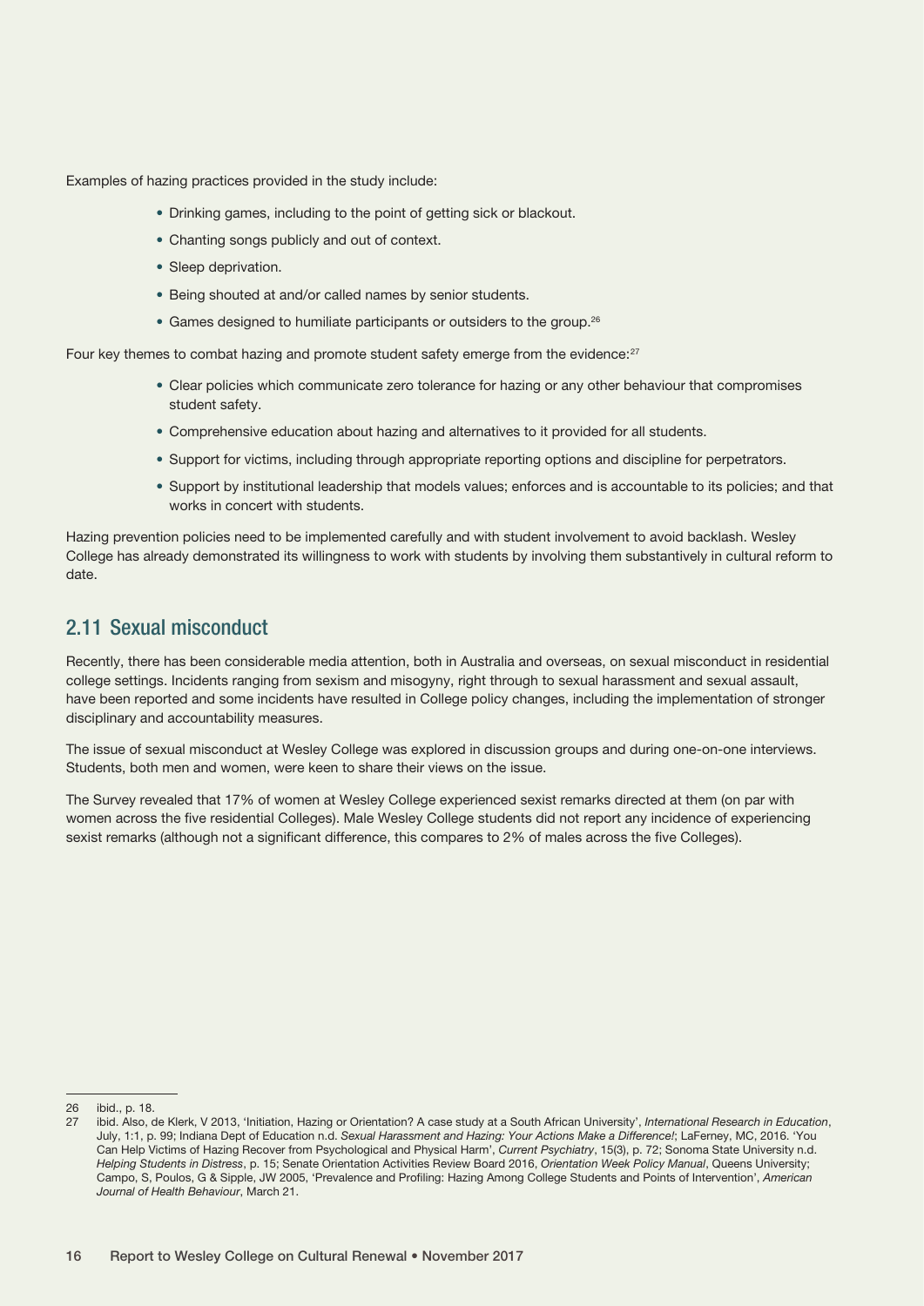Examples of hazing practices provided in the study include:

- Drinking games, including to the point of getting sick or blackout.
- Chanting songs publicly and out of context.
- Sleep deprivation.
- Being shouted at and/or called names by senior students.
- Games designed to humiliate participants or outsiders to the group.[26]

Four key themes to combat hazing and promote student safety emerge from the evidence:[27]

- Clear policies which communicate zero tolerance for hazing or any other behaviour that compromises student safety.
- Comprehensive education about hazing and alternatives to it provided for all students.
- Support for victims, including through appropriate reporting options and discipline for perpetrators.
- Support by institutional leadership that models values; enforces and is accountable to its policies; and that works in concert with students.

Hazing prevention policies need to be implemented carefully and with student involvement to avoid backlash. Wesley College has already demonstrated its willingness to work with students by involving them substantively in cultural reform to date.

## 2.11 Sexual misconduct

Recently, there has been considerable media attention, both in Australia and overseas, on sexual misconduct in residential college settings. Incidents ranging from sexism and misogyny, right through to sexual harassment and sexual assault, have been reported and some incidents have resulted in College policy changes, including the implementation of stronger disciplinary and accountability measures.

The issue of sexual misconduct at Wesley College was explored in discussion groups and during one-on-one interviews. Students, both men and women, were keen to share their views on the issue.

The Survey revealed that 17% of women at Wesley College experienced sexist remarks directed at them (on par with women across the five residential Colleges). Male Wesley College students did not report any incidence of experiencing sexist remarks (although not a significant difference, this compares to 2% of males across the five Colleges).

---

26 ibid., p. 18.

27 ibid. Also, de Klerk, V 2013, 'Initiation, Hazing or Orientation? A case study at a South African University', *International Research in Education*, July, 1:1, p. 99; Indiana Dept of Education n.d. *Sexual Harassment and Hazing: Your Actions Make a Difference!*; LaFerney, MC, 2016. 'You Can Help Victims of Hazing Recover from Psychological and Physical Harm', *Current Psychiatry*, 15(3), p. 72; Sonoma State University n.d. *Helping Students in Distress*, p. 15; Senate Orientation Activities Review Board 2016, *Orientation Week Policy Manual*, Queens University; Campo, S, Poulos, G & Sipple, JW 2005, 'Prevalence and Profiling: Hazing Among College Students and Points of Intervention', *American Journal of Health Behaviour*, March 21.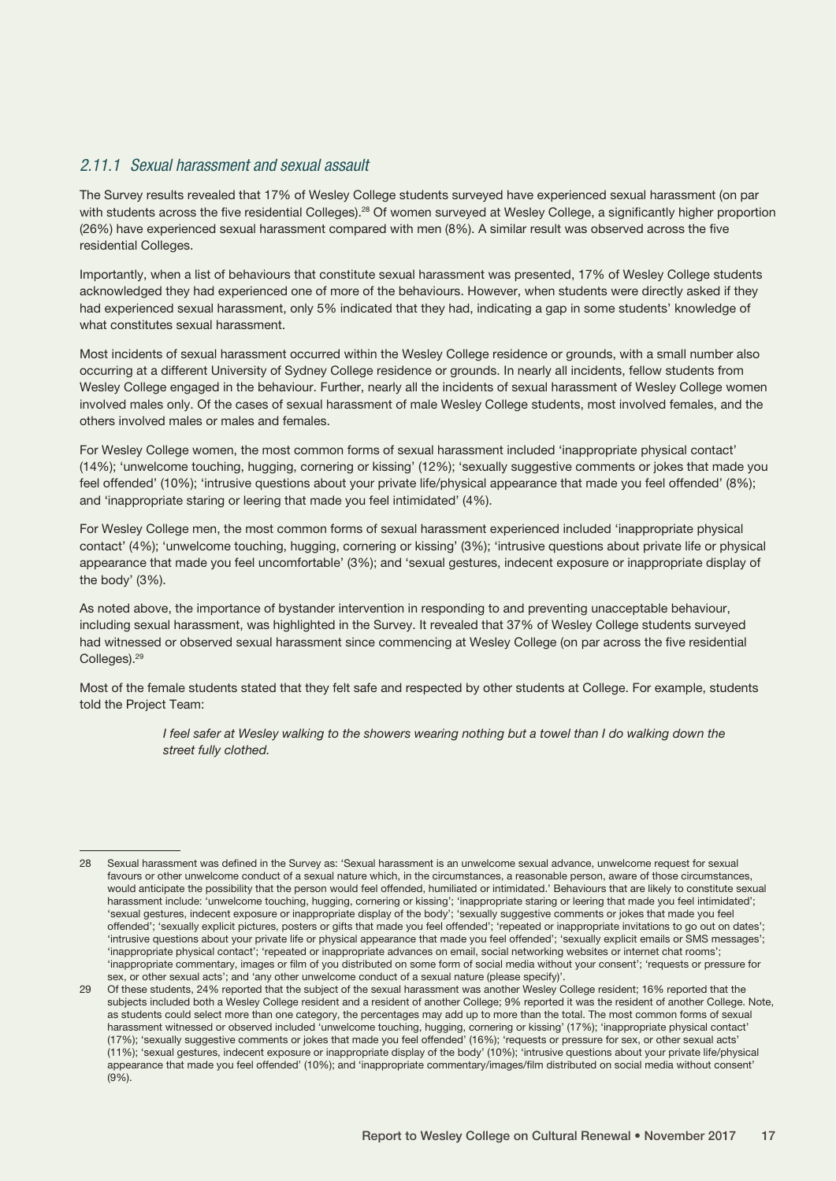### *2.11.1 Sexual harassment and sexual assault*

The Survey results revealed that 17% of Wesley College students surveyed have experienced sexual harassment (on par with students across the five residential Colleges).[28] Of women surveyed at Wesley College, a significantly higher proportion (26%) have experienced sexual harassment compared with men (8%). A similar result was observed across the five residential Colleges.

Importantly, when a list of behaviours that constitute sexual harassment was presented, 17% of Wesley College students acknowledged they had experienced one of more of the behaviours. However, when students were directly asked if they had experienced sexual harassment, only 5% indicated that they had, indicating a gap in some students' knowledge of what constitutes sexual harassment.

Most incidents of sexual harassment occurred within the Wesley College residence or grounds, with a small number also occurring at a different University of Sydney College residence or grounds. In nearly all incidents, fellow students from Wesley College engaged in the behaviour. Further, nearly all the incidents of sexual harassment of Wesley College women involved males only. Of the cases of sexual harassment of male Wesley College students, most involved females, and the others involved males or males and females.

For Wesley College women, the most common forms of sexual harassment included 'inappropriate physical contact' (14%); 'unwelcome touching, hugging, cornering or kissing' (12%); 'sexually suggestive comments or jokes that made you feel offended' (10%); 'intrusive questions about your private life/physical appearance that made you feel offended' (8%); and 'inappropriate staring or leering that made you feel intimidated' (4%).

For Wesley College men, the most common forms of sexual harassment experienced included 'inappropriate physical contact' (4%); 'unwelcome touching, hugging, cornering or kissing' (3%); 'intrusive questions about private life or physical appearance that made you feel uncomfortable' (3%); and 'sexual gestures, indecent exposure or inappropriate display of the body' (3%).

As noted above, the importance of bystander intervention in responding to and preventing unacceptable behaviour, including sexual harassment, was highlighted in the Survey. It revealed that 37% of Wesley College students surveyed had witnessed or observed sexual harassment since commencing at Wesley College (on par across the five residential Colleges).[29]

Most of the female students stated that they felt safe and respected by other students at College. For example, students told the Project Team:

> *I feel safer at Wesley walking to the showers wearing nothing but a towel than I do walking down the street fully clothed.*

---

28 Sexual harassment was defined in the Survey as: 'Sexual harassment is an unwelcome sexual advance, unwelcome request for sexual favours or other unwelcome conduct of a sexual nature which, in the circumstances, a reasonable person, aware of those circumstances, would anticipate the possibility that the person would feel offended, humiliated or intimidated.' Behaviours that are likely to constitute sexual harassment include: 'unwelcome touching, hugging, cornering or kissing'; 'inappropriate staring or leering that made you feel intimidated'; 'sexual gestures, indecent exposure or inappropriate display of the body'; 'sexually suggestive comments or jokes that made you feel offended'; 'sexually explicit pictures, posters or gifts that made you feel offended'; 'repeated or inappropriate invitations to go out on dates'; 'intrusive questions about your private life or physical appearance that made you feel offended'; 'sexually explicit emails or SMS messages'; 'inappropriate physical contact'; 'repeated or inappropriate advances on email, social networking websites or internet chat rooms'; 'inappropriate commentary, images or film of you distributed on some form of social media without your consent'; 'requests or pressure for sex, or other sexual acts'; and 'any other unwelcome conduct of a sexual nature (please specify)'.

29 Of these students, 24% reported that the subject of the sexual harassment was another Wesley College resident; 16% reported that the subjects included both a Wesley College resident and a resident of another College; 9% reported it was the resident of another College. Note, as students could select more than one category, the percentages may add up to more than the total. The most common forms of sexual harassment witnessed or observed included 'unwelcome touching, hugging, cornering or kissing' (17%); 'inappropriate physical contact' (17%); 'sexually suggestive comments or jokes that made you feel offended' (16%); 'requests or pressure for sex, or other sexual acts' (11%); 'sexual gestures, indecent exposure or inappropriate display of the body' (10%); 'intrusive questions about your private life/physical appearance that made you feel offended' (10%); and 'inappropriate commentary/images/film distributed on social media without consent' (9%).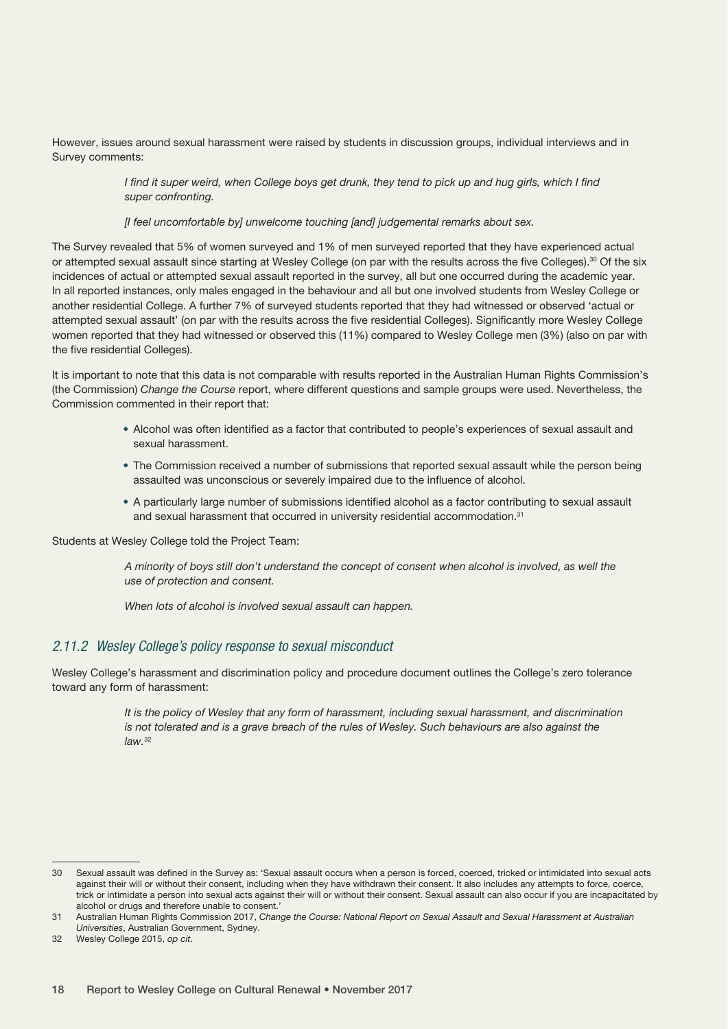However, issues around sexual harassment were raised by students in discussion groups, individual interviews and in Survey comments:

> *I find it super weird, when College boys get drunk, they tend to pick up and hug girls, which I find super confronting.*
>
> *[I feel uncomfortable by] unwelcome touching [and] judgemental remarks about sex.*

The Survey revealed that 5% of women surveyed and 1% of men surveyed reported that they have experienced actual or attempted sexual assault since starting at Wesley College (on par with the results across the five Colleges).[30] Of the six incidences of actual or attempted sexual assault reported in the survey, all but one occurred during the academic year. In all reported instances, only males engaged in the behaviour and all but one involved students from Wesley College or another residential College. A further 7% of surveyed students reported that they had witnessed or observed 'actual or attempted sexual assault' (on par with the results across the five residential Colleges). Significantly more Wesley College women reported that they had witnessed or observed this (11%) compared to Wesley College men (3%) (also on par with the five residential Colleges).

It is important to note that this data is not comparable with results reported in the Australian Human Rights Commission's (the Commission) *Change the Course* report, where different questions and sample groups were used. Nevertheless, the Commission commented in their report that:

- Alcohol was often identified as a factor that contributed to people's experiences of sexual assault and sexual harassment.
- The Commission received a number of submissions that reported sexual assault while the person being assaulted was unconscious or severely impaired due to the influence of alcohol.
- A particularly large number of submissions identified alcohol as a factor contributing to sexual assault and sexual harassment that occurred in university residential accommodation.[31]

Students at Wesley College told the Project Team:

> *A minority of boys still don't understand the concept of consent when alcohol is involved, as well the use of protection and consent.*
>
> *When lots of alcohol is involved sexual assault can happen.*

### *2.11.2 Wesley College's policy response to sexual misconduct*

Wesley College's harassment and discrimination policy and procedure document outlines the College's zero tolerance toward any form of harassment:

> *It is the policy of Wesley that any form of harassment, including sexual harassment, and discrimination is not tolerated and is a grave breach of the rules of Wesley. Such behaviours are also against the law.*[32]

---

30 Sexual assault was defined in the Survey as: 'Sexual assault occurs when a person is forced, coerced, tricked or intimidated into sexual acts against their will or without their consent, including when they have withdrawn their consent. It also includes any attempts to force, coerce, trick or intimidate a person into sexual acts against their will or without their consent. Sexual assault can also occur if you are incapacitated by alcohol or drugs and therefore unable to consent.'

31 Australian Human Rights Commission 2017, *Change the Course: National Report on Sexual Assault and Sexual Harassment at Australian Universities*, Australian Government, Sydney.

32 Wesley College 2015, *op cit*.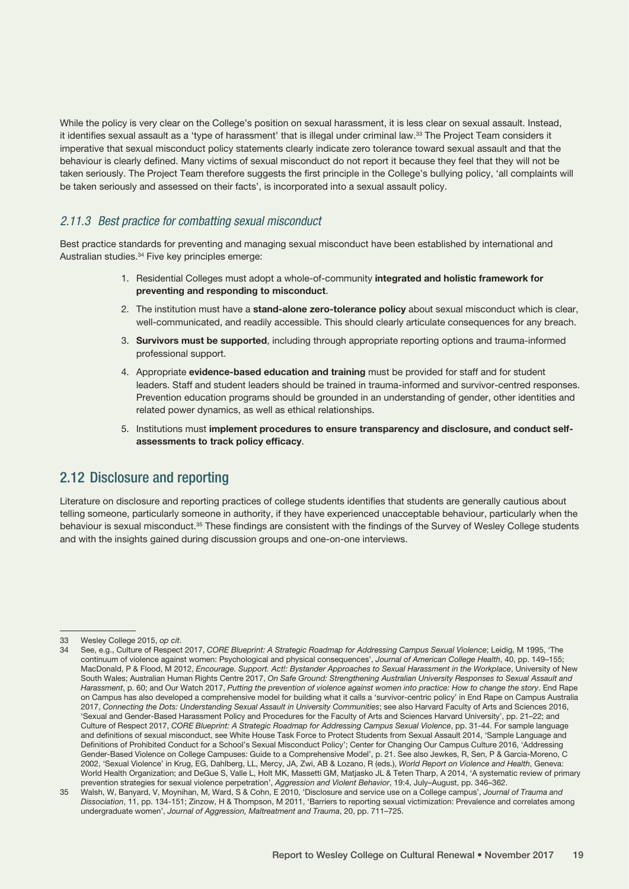While the policy is very clear on the College's position on sexual harassment, it is less clear on sexual assault. Instead, it identifies sexual assault as a 'type of harassment' that is illegal under criminal law.[33] The Project Team considers it imperative that sexual misconduct policy statements clearly indicate zero tolerance toward sexual assault and that the behaviour is clearly defined. Many victims of sexual misconduct do not report it because they feel that they will not be taken seriously. The Project Team therefore suggests the first principle in the College's bullying policy, 'all complaints will be taken seriously and assessed on their facts', is incorporated into a sexual assault policy.

### *2.11.3 Best practice for combatting sexual misconduct*

Best practice standards for preventing and managing sexual misconduct have been established by international and Australian studies.[34] Five key principles emerge:

1. Residential Colleges must adopt a whole-of-community **integrated and holistic framework for preventing and responding to misconduct**.
2. The institution must have a **stand-alone zero-tolerance policy** about sexual misconduct which is clear, well-communicated, and readily accessible. This should clearly articulate consequences for any breach.
3. **Survivors must be supported**, including through appropriate reporting options and trauma-informed professional support.
4. Appropriate **evidence-based education and training** must be provided for staff and for student leaders. Staff and student leaders should be trained in trauma-informed and survivor-centred responses. Prevention education programs should be grounded in an understanding of gender, other identities and related power dynamics, as well as ethical relationships.
5. Institutions must **implement procedures to ensure transparency and disclosure, and conduct self-assessments to track policy efficacy**.

## 2.12 Disclosure and reporting

Literature on disclosure and reporting practices of college students identifies that students are generally cautious about telling someone, particularly someone in authority, if they have experienced unacceptable behaviour, particularly when the behaviour is sexual misconduct.[35] These findings are consistent with the findings of the Survey of Wesley College students and with the insights gained during discussion groups and one-on-one interviews.

---

33 Wesley College 2015, *op cit*.

34 See, e.g., Culture of Respect 2017, *CORE Blueprint: A Strategic Roadmap for Addressing Campus Sexual Violence*; Leidig, M 1995, 'The continuum of violence against women: Psychological and physical consequences', *Journal of American College Health*, 40, pp. 149–155; MacDonald, P & Flood, M 2012, *Encourage. Support. Act!: Bystander Approaches to Sexual Harassment in the Workplace*, University of New South Wales; Australian Human Rights Centre 2017, *On Safe Ground: Strengthening Australian University Responses to Sexual Assault and Harassment*, p. 60; and Our Watch 2017, *Putting the prevention of violence against women into practice: How to change the story*. End Rape on Campus has also developed a comprehensive model for building what it calls a 'survivor-centric policy' in End Rape on Campus Australia 2017, *Connecting the Dots: Understanding Sexual Assault in University Communities*; see also Harvard Faculty of Arts and Sciences 2016, 'Sexual and Gender-Based Harassment Policy and Procedures for the Faculty of Arts and Sciences Harvard University', pp. 21–22; and Culture of Respect 2017, *CORE Blueprint: A Strategic Roadmap for Addressing Campus Sexual Violence*, pp. 31-44. For sample language and definitions of sexual misconduct, see White House Task Force to Protect Students from Sexual Assault 2014, 'Sample Language and Definitions of Prohibited Conduct for a School's Sexual Misconduct Policy'; Center for Changing Our Campus Culture 2016, 'Addressing Gender-Based Violence on College Campuses: Guide to a Comprehensive Model', p. 21. See also Jewkes, R, Sen, P & Garcia-Moreno, C 2002, 'Sexual Violence' in Krug, EG, Dahlberg, LL, Mercy, JA, Zwi, AB & Lozano, R (eds.), *World Report on Violence and Health*, Geneva: World Health Organization; and DeGue S, Valle L, Holt MK, Massetti GM, Matjasko JL & Teten Tharp, A 2014, 'A systematic review of primary prevention strategies for sexual violence perpetration', *Aggression and Violent Behavior*, 19:4, July–August, pp. 346–362.

35 Walsh, W, Banyard, V, Moynihan, M, Ward, S & Cohn, E 2010, 'Disclosure and service use on a College campus', *Journal of Trauma and Dissociation*, 11, pp. 134-151; Zinzow, H & Thompson, M 2011, 'Barriers to reporting sexual victimization: Prevalence and correlates among undergraduate women', *Journal of Aggression, Maltreatment and Trauma*, 20, pp. 711–725.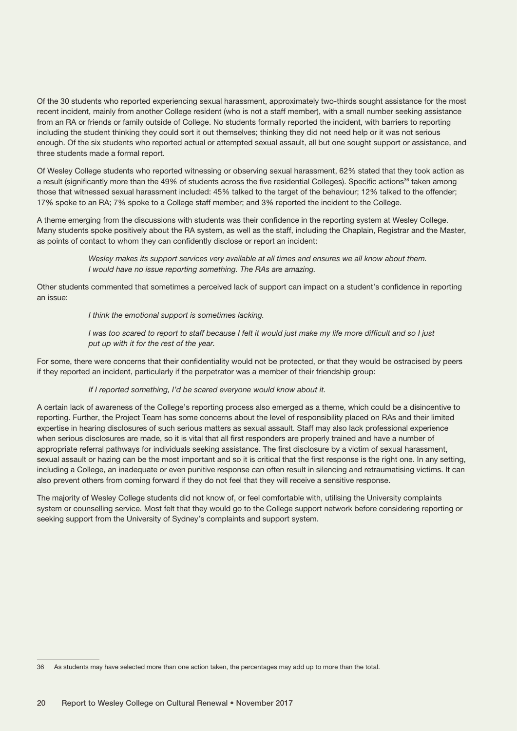Of the 30 students who reported experiencing sexual harassment, approximately two-thirds sought assistance for the most recent incident, mainly from another College resident (who is not a staff member), with a small number seeking assistance from an RA or friends or family outside of College. No students formally reported the incident, with barriers to reporting including the student thinking they could sort it out themselves; thinking they did not need help or it was not serious enough. Of the six students who reported actual or attempted sexual assault, all but one sought support or assistance, and three students made a formal report.

Of Wesley College students who reported witnessing or observing sexual harassment, 62% stated that they took action as a result (significantly more than the 49% of students across the five residential Colleges). Specific actions[36] taken among those that witnessed sexual harassment included: 45% talked to the target of the behaviour; 12% talked to the offender; 17% spoke to an RA; 7% spoke to a College staff member; and 3% reported the incident to the College.

A theme emerging from the discussions with students was their confidence in the reporting system at Wesley College. Many students spoke positively about the RA system, as well as the staff, including the Chaplain, Registrar and the Master, as points of contact to whom they can confidently disclose or report an incident:

> *Wesley makes its support services very available at all times and ensures we all know about them. I would have no issue reporting something. The RAs are amazing.*

Other students commented that sometimes a perceived lack of support can impact on a student's confidence in reporting an issue:

> *I think the emotional support is sometimes lacking.*
>
> *I was too scared to report to staff because I felt it would just make my life more difficult and so I just put up with it for the rest of the year.*

For some, there were concerns that their confidentiality would not be protected, or that they would be ostracised by peers if they reported an incident, particularly if the perpetrator was a member of their friendship group:

> *If I reported something, I'd be scared everyone would know about it.*

A certain lack of awareness of the College's reporting process also emerged as a theme, which could be a disincentive to reporting. Further, the Project Team has some concerns about the level of responsibility placed on RAs and their limited expertise in hearing disclosures of such serious matters as sexual assault. Staff may also lack professional experience when serious disclosures are made, so it is vital that all first responders are properly trained and have a number of appropriate referral pathways for individuals seeking assistance. The first disclosure by a victim of sexual harassment, sexual assault or hazing can be the most important and so it is critical that the first response is the right one. In any setting, including a College, an inadequate or even punitive response can often result in silencing and retraumatising victims. It can also prevent others from coming forward if they do not feel that they will receive a sensitive response.

The majority of Wesley College students did not know of, or feel comfortable with, utilising the University complaints system or counselling service. Most felt that they would go to the College support network before considering reporting or seeking support from the University of Sydney's complaints and support system.

---

36 As students may have selected more than one action taken, the percentages may add up to more than the total.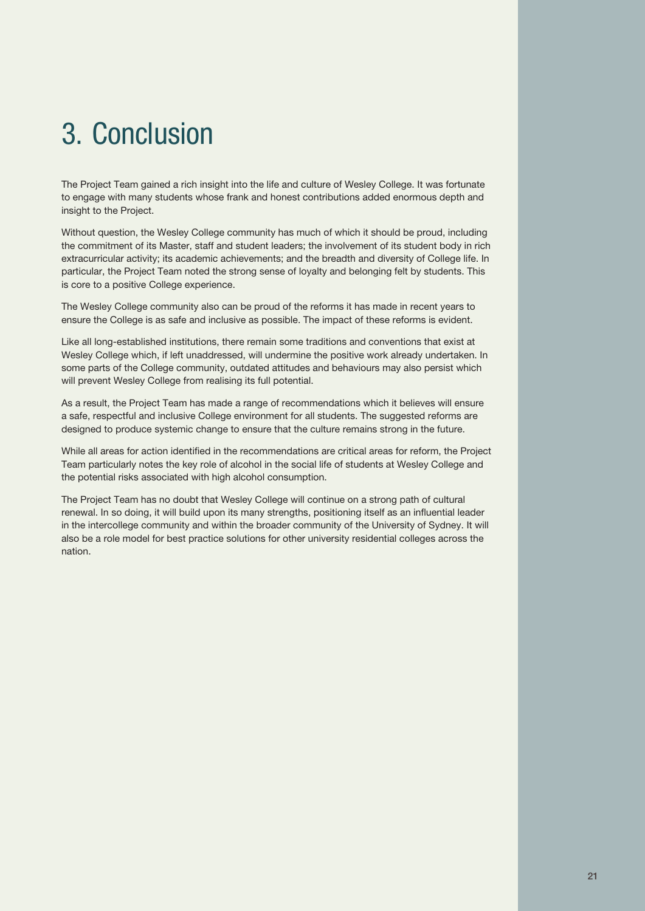# 3. Conclusion

The Project Team gained a rich insight into the life and culture of Wesley College. It was fortunate to engage with many students whose frank and honest contributions added enormous depth and insight to the Project.

Without question, the Wesley College community has much of which it should be proud, including the commitment of its Master, staff and student leaders; the involvement of its student body in rich extracurricular activity; its academic achievements; and the breadth and diversity of College life. In particular, the Project Team noted the strong sense of loyalty and belonging felt by students. This is core to a positive College experience.

The Wesley College community also can be proud of the reforms it has made in recent years to ensure the College is as safe and inclusive as possible. The impact of these reforms is evident.

Like all long-established institutions, there remain some traditions and conventions that exist at Wesley College which, if left unaddressed, will undermine the positive work already undertaken. In some parts of the College community, outdated attitudes and behaviours may also persist which will prevent Wesley College from realising its full potential.

As a result, the Project Team has made a range of recommendations which it believes will ensure a safe, respectful and inclusive College environment for all students. The suggested reforms are designed to produce systemic change to ensure that the culture remains strong in the future.

While all areas for action identified in the recommendations are critical areas for reform, the Project Team particularly notes the key role of alcohol in the social life of students at Wesley College and the potential risks associated with high alcohol consumption.

The Project Team has no doubt that Wesley College will continue on a strong path of cultural renewal. In so doing, it will build upon its many strengths, positioning itself as an influential leader in the intercollege community and within the broader community of the University of Sydney. It will also be a role model for best practice solutions for other university residential colleges across the nation.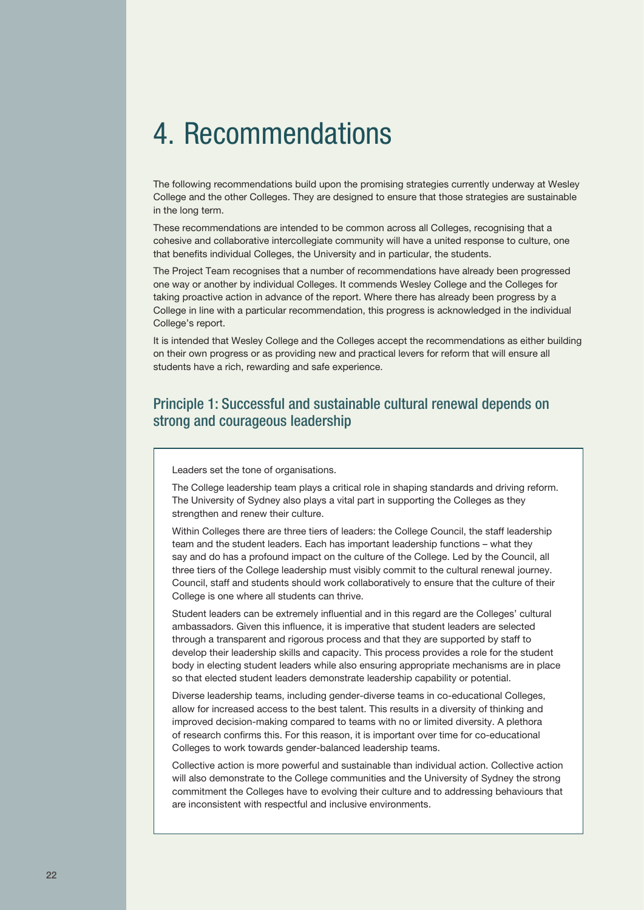# 4. Recommendations

The following recommendations build upon the promising strategies currently underway at Wesley College and the other Colleges. They are designed to ensure that those strategies are sustainable in the long term.

These recommendations are intended to be common across all Colleges, recognising that a cohesive and collaborative intercollegiate community will have a united response to culture, one that benefits individual Colleges, the University and in particular, the students.

The Project Team recognises that a number of recommendations have already been progressed one way or another by individual Colleges. It commends Wesley College and the Colleges for taking proactive action in advance of the report. Where there has already been progress by a College in line with a particular recommendation, this progress is acknowledged in the individual College's report.

It is intended that Wesley College and the Colleges accept the recommendations as either building on their own progress or as providing new and practical levers for reform that will ensure all students have a rich, rewarding and safe experience.

## Principle 1: Successful and sustainable cultural renewal depends on strong and courageous leadership

Leaders set the tone of organisations.

The College leadership team plays a critical role in shaping standards and driving reform. The University of Sydney also plays a vital part in supporting the Colleges as they strengthen and renew their culture.

Within Colleges there are three tiers of leaders: the College Council, the staff leadership team and the student leaders. Each has important leadership functions – what they say and do has a profound impact on the culture of the College. Led by the Council, all three tiers of the College leadership must visibly commit to the cultural renewal journey. Council, staff and students should work collaboratively to ensure that the culture of their College is one where all students can thrive.

Student leaders can be extremely influential and in this regard are the Colleges' cultural ambassadors. Given this influence, it is imperative that student leaders are selected through a transparent and rigorous process and that they are supported by staff to develop their leadership skills and capacity. This process provides a role for the student body in electing student leaders while also ensuring appropriate mechanisms are in place so that elected student leaders demonstrate leadership capability or potential.

Diverse leadership teams, including gender-diverse teams in co-educational Colleges, allow for increased access to the best talent. This results in a diversity of thinking and improved decision-making compared to teams with no or limited diversity. A plethora of research confirms this. For this reason, it is important over time for co-educational Colleges to work towards gender-balanced leadership teams.

Collective action is more powerful and sustainable than individual action. Collective action will also demonstrate to the College communities and the University of Sydney the strong commitment the Colleges have to evolving their culture and to addressing behaviours that are inconsistent with respectful and inclusive environments.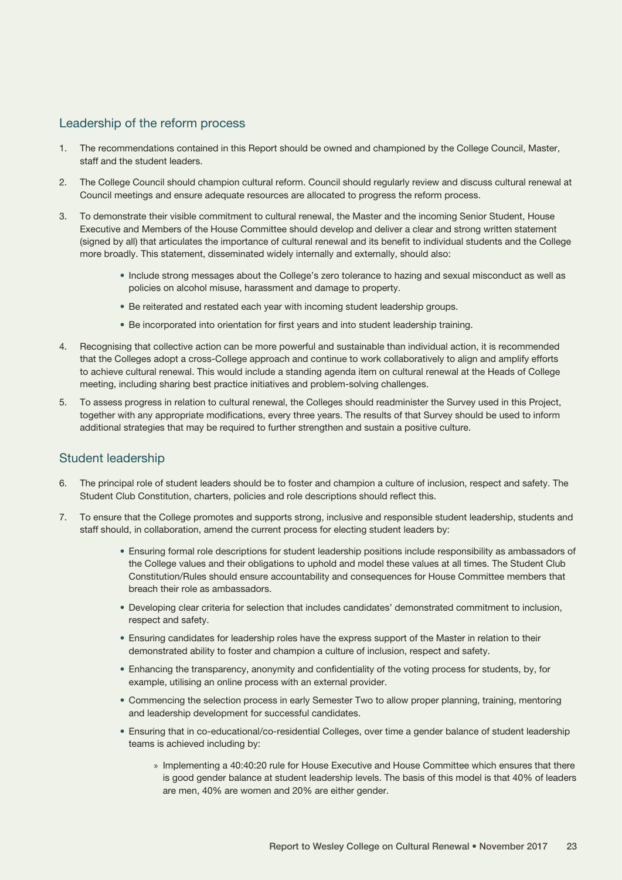## Leadership of the reform process

1. The recommendations contained in this Report should be owned and championed by the College Council, Master, staff and the student leaders.

2. The College Council should champion cultural reform. Council should regularly review and discuss cultural renewal at Council meetings and ensure adequate resources are allocated to progress the reform process.

3. To demonstrate their visible commitment to cultural renewal, the Master and the incoming Senior Student, House Executive and Members of the House Committee should develop and deliver a clear and strong written statement (signed by all) that articulates the importance of cultural renewal and its benefit to individual students and the College more broadly. This statement, disseminated widely internally and externally, should also:

   - Include strong messages about the College's zero tolerance to hazing and sexual misconduct as well as policies on alcohol misuse, harassment and damage to property.
   - Be reiterated and restated each year with incoming student leadership groups.
   - Be incorporated into orientation for first years and into student leadership training.

4. Recognising that collective action can be more powerful and sustainable than individual action, it is recommended that the Colleges adopt a cross-College approach and continue to work collaboratively to align and amplify efforts to achieve cultural renewal. This would include a standing agenda item on cultural renewal at the Heads of College meeting, including sharing best practice initiatives and problem-solving challenges.

5. To assess progress in relation to cultural renewal, the Colleges should readminister the Survey used in this Project, together with any appropriate modifications, every three years. The results of that Survey should be used to inform additional strategies that may be required to further strengthen and sustain a positive culture.

## Student leadership

6. The principal role of student leaders should be to foster and champion a culture of inclusion, respect and safety. The Student Club Constitution, charters, policies and role descriptions should reflect this.

7. To ensure that the College promotes and supports strong, inclusive and responsible student leadership, students and staff should, in collaboration, amend the current process for electing student leaders by:

   - Ensuring formal role descriptions for student leadership positions include responsibility as ambassadors of the College values and their obligations to uphold and model these values at all times. The Student Club Constitution/Rules should ensure accountability and consequences for House Committee members that breach their role as ambassadors.
   - Developing clear criteria for selection that includes candidates' demonstrated commitment to inclusion, respect and safety.
   - Ensuring candidates for leadership roles have the express support of the Master in relation to their demonstrated ability to foster and champion a culture of inclusion, respect and safety.
   - Enhancing the transparency, anonymity and confidentiality of the voting process for students, by, for example, utilising an online process with an external provider.
   - Commencing the selection process in early Semester Two to allow proper planning, training, mentoring and leadership development for successful candidates.
   - Ensuring that in co-educational/co-residential Colleges, over time a gender balance of student leadership teams is achieved including by:
     - Implementing a 40:40:20 rule for House Executive and House Committee which ensures that there is good gender balance at student leadership levels. The basis of this model is that 40% of leaders are men, 40% are women and 20% are either gender.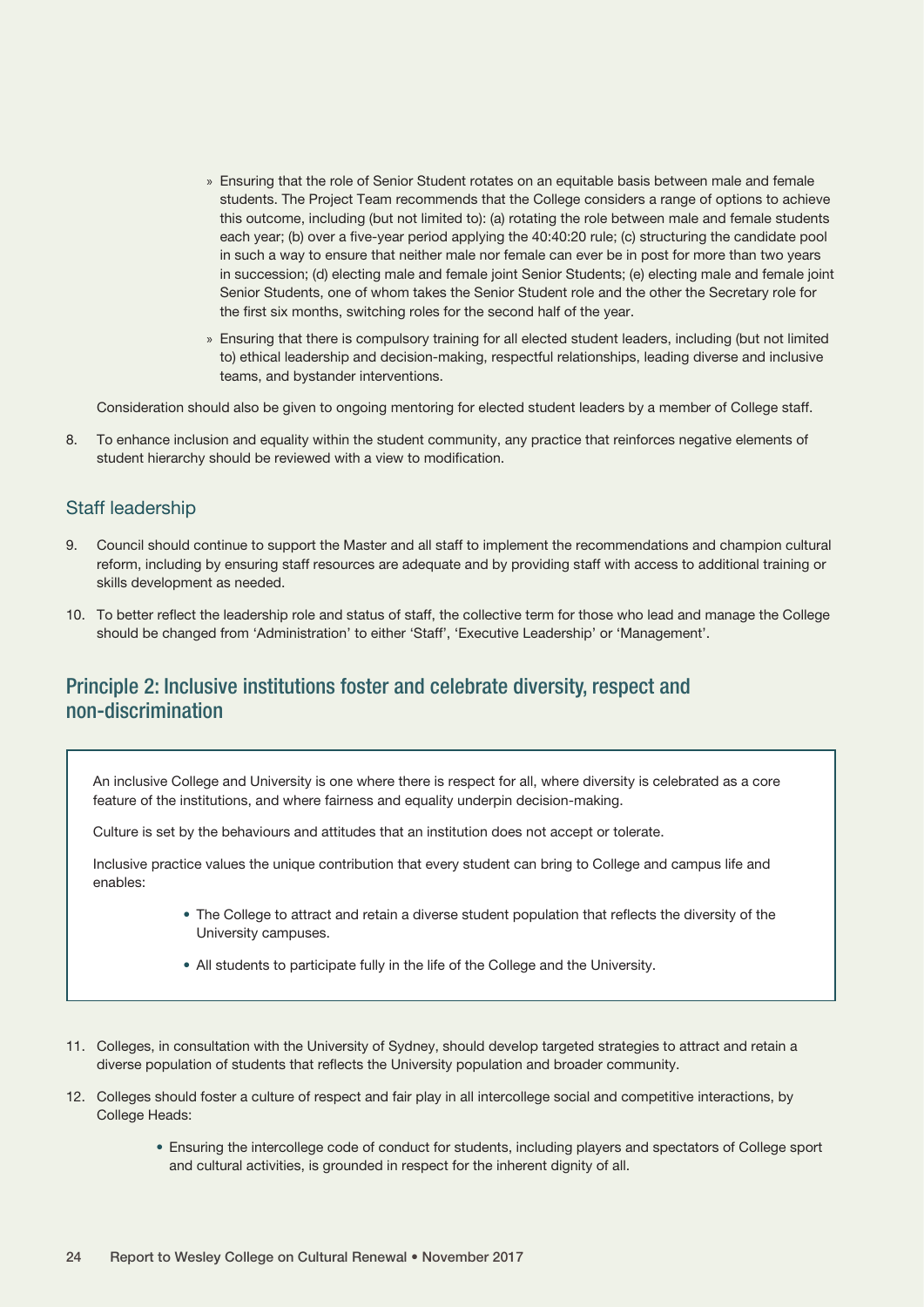- Ensuring that the role of Senior Student rotates on an equitable basis between male and female students. The Project Team recommends that the College considers a range of options to achieve this outcome, including (but not limited to): (a) rotating the role between male and female students each year; (b) over a five-year period applying the 40:40:20 rule; (c) structuring the candidate pool in such a way to ensure that neither male nor female can ever be in post for more than two years in succession; (d) electing male and female joint Senior Students; (e) electing male and female joint Senior Students, one of whom takes the Senior Student role and the other the Secretary role for the first six months, switching roles for the second half of the year.
- Ensuring that there is compulsory training for all elected student leaders, including (but not limited to) ethical leadership and decision-making, respectful relationships, leading diverse and inclusive teams, and bystander interventions.

Consideration should also be given to ongoing mentoring for elected student leaders by a member of College staff.

8. To enhance inclusion and equality within the student community, any practice that reinforces negative elements of student hierarchy should be reviewed with a view to modification.

### Staff leadership

9. Council should continue to support the Master and all staff to implement the recommendations and champion cultural reform, including by ensuring staff resources are adequate and by providing staff with access to additional training or skills development as needed.
10. To better reflect the leadership role and status of staff, the collective term for those who lead and manage the College should be changed from 'Administration' to either 'Staff', 'Executive Leadership' or 'Management'.

## Principle 2: Inclusive institutions foster and celebrate diversity, respect and non-discrimination

An inclusive College and University is one where there is respect for all, where diversity is celebrated as a core feature of the institutions, and where fairness and equality underpin decision-making.

Culture is set by the behaviours and attitudes that an institution does not accept or tolerate.

Inclusive practice values the unique contribution that every student can bring to College and campus life and enables:

- The College to attract and retain a diverse student population that reflects the diversity of the University campuses.
- All students to participate fully in the life of the College and the University.

11. Colleges, in consultation with the University of Sydney, should develop targeted strategies to attract and retain a diverse population of students that reflects the University population and broader community.
12. Colleges should foster a culture of respect and fair play in all intercollege social and competitive interactions, by College Heads:
    - Ensuring the intercollege code of conduct for students, including players and spectators of College sport and cultural activities, is grounded in respect for the inherent dignity of all.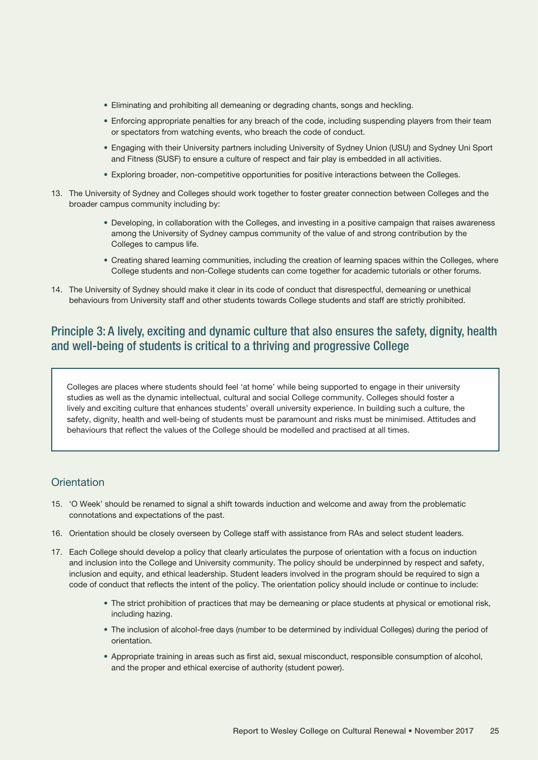- Eliminating and prohibiting all demeaning or degrading chants, songs and heckling.
- Enforcing appropriate penalties for any breach of the code, including suspending players from their team or spectators from watching events, who breach the code of conduct.
- Engaging with their University partners including University of Sydney Union (USU) and Sydney Uni Sport and Fitness (SUSF) to ensure a culture of respect and fair play is embedded in all activities.
- Exploring broader, non-competitive opportunities for positive interactions between the Colleges.

13. The University of Sydney and Colleges should work together to foster greater connection between Colleges and the broader campus community including by:
    - Developing, in collaboration with the Colleges, and investing in a positive campaign that raises awareness among the University of Sydney campus community of the value of and strong contribution by the Colleges to campus life.
    - Creating shared learning communities, including the creation of learning spaces within the Colleges, where College students and non-College students can come together for academic tutorials or other forums.
14. The University of Sydney should make it clear in its code of conduct that disrespectful, demeaning or unethical behaviours from University staff and other students towards College students and staff are strictly prohibited.

## Principle 3: A lively, exciting and dynamic culture that also ensures the safety, dignity, health and well-being of students is critical to a thriving and progressive College

Colleges are places where students should feel 'at home' while being supported to engage in their university studies as well as the dynamic intellectual, cultural and social College community. Colleges should foster a lively and exciting culture that enhances students' overall university experience. In building such a culture, the safety, dignity, health and well-being of students must be paramount and risks must be minimised. Attitudes and behaviours that reflect the values of the College should be modelled and practised at all times.

### Orientation

15. 'O Week' should be renamed to signal a shift towards induction and welcome and away from the problematic connotations and expectations of the past.
16. Orientation should be closely overseen by College staff with assistance from RAs and select student leaders.
17. Each College should develop a policy that clearly articulates the purpose of orientation with a focus on induction and inclusion into the College and University community. The policy should be underpinned by respect and safety, inclusion and equity, and ethical leadership. Student leaders involved in the program should be required to sign a code of conduct that reflects the intent of the policy. The orientation policy should include or continue to include:
    - The strict prohibition of practices that may be demeaning or place students at physical or emotional risk, including hazing.
    - The inclusion of alcohol-free days (number to be determined by individual Colleges) during the period of orientation.
    - Appropriate training in areas such as first aid, sexual misconduct, responsible consumption of alcohol, and the proper and ethical exercise of authority (student power).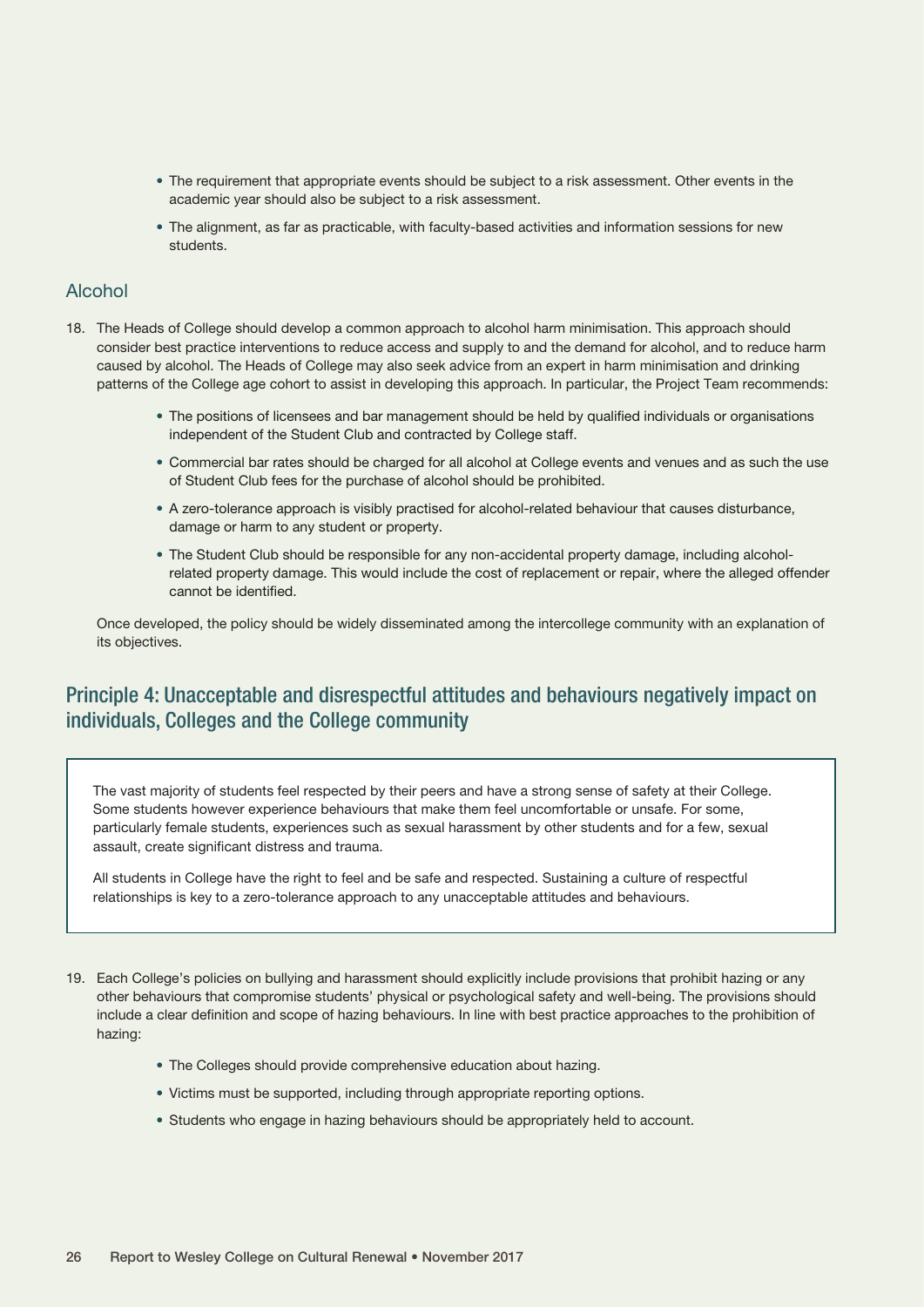- The requirement that appropriate events should be subject to a risk assessment. Other events in the academic year should also be subject to a risk assessment.
- The alignment, as far as practicable, with faculty-based activities and information sessions for new students.

## Alcohol

18. The Heads of College should develop a common approach to alcohol harm minimisation. This approach should consider best practice interventions to reduce access and supply to and the demand for alcohol, and to reduce harm caused by alcohol. The Heads of College may also seek advice from an expert in harm minimisation and drinking patterns of the College age cohort to assist in developing this approach. In particular, the Project Team recommends:

    - The positions of licensees and bar management should be held by qualified individuals or organisations independent of the Student Club and contracted by College staff.
    - Commercial bar rates should be charged for all alcohol at College events and venues and as such the use of Student Club fees for the purchase of alcohol should be prohibited.
    - A zero-tolerance approach is visibly practised for alcohol-related behaviour that causes disturbance, damage or harm to any student or property.
    - The Student Club should be responsible for any non-accidental property damage, including alcohol-related property damage. This would include the cost of replacement or repair, where the alleged offender cannot be identified.

    Once developed, the policy should be widely disseminated among the intercollege community with an explanation of its objectives.

## Principle 4: Unacceptable and disrespectful attitudes and behaviours negatively impact on individuals, Colleges and the College community

The vast majority of students feel respected by their peers and have a strong sense of safety at their College. Some students however experience behaviours that make them feel uncomfortable or unsafe. For some, particularly female students, experiences such as sexual harassment by other students and for a few, sexual assault, create significant distress and trauma.

All students in College have the right to feel and be safe and respected. Sustaining a culture of respectful relationships is key to a zero-tolerance approach to any unacceptable attitudes and behaviours.

19. Each College's policies on bullying and harassment should explicitly include provisions that prohibit hazing or any other behaviours that compromise students' physical or psychological safety and well-being. The provisions should include a clear definition and scope of hazing behaviours. In line with best practice approaches to the prohibition of hazing:

    - The Colleges should provide comprehensive education about hazing.
    - Victims must be supported, including through appropriate reporting options.
    - Students who engage in hazing behaviours should be appropriately held to account.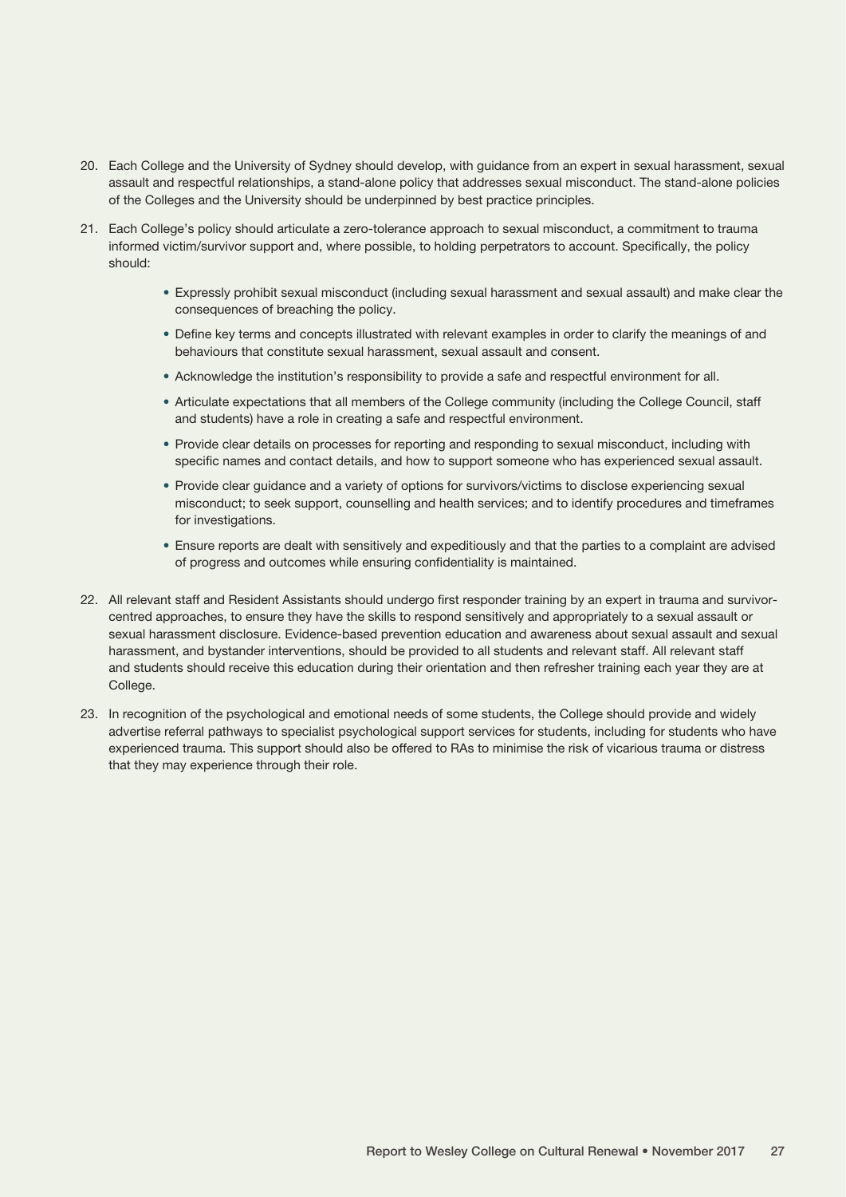20. Each College and the University of Sydney should develop, with guidance from an expert in sexual harassment, sexual assault and respectful relationships, a stand-alone policy that addresses sexual misconduct. The stand-alone policies of the Colleges and the University should be underpinned by best practice principles.

21. Each College's policy should articulate a zero-tolerance approach to sexual misconduct, a commitment to trauma informed victim/survivor support and, where possible, to holding perpetrators to account. Specifically, the policy should:

    - Expressly prohibit sexual misconduct (including sexual harassment and sexual assault) and make clear the consequences of breaching the policy.
    - Define key terms and concepts illustrated with relevant examples in order to clarify the meanings of and behaviours that constitute sexual harassment, sexual assault and consent.
    - Acknowledge the institution's responsibility to provide a safe and respectful environment for all.
    - Articulate expectations that all members of the College community (including the College Council, staff and students) have a role in creating a safe and respectful environment.
    - Provide clear details on processes for reporting and responding to sexual misconduct, including with specific names and contact details, and how to support someone who has experienced sexual assault.
    - Provide clear guidance and a variety of options for survivors/victims to disclose experiencing sexual misconduct; to seek support, counselling and health services; and to identify procedures and timeframes for investigations.
    - Ensure reports are dealt with sensitively and expeditiously and that the parties to a complaint are advised of progress and outcomes while ensuring confidentiality is maintained.

22. All relevant staff and Resident Assistants should undergo first responder training by an expert in trauma and survivor-centred approaches, to ensure they have the skills to respond sensitively and appropriately to a sexual assault or sexual harassment disclosure. Evidence-based prevention education and awareness about sexual assault and sexual harassment, and bystander interventions, should be provided to all students and relevant staff. All relevant staff and students should receive this education during their orientation and then refresher training each year they are at College.

23. In recognition of the psychological and emotional needs of some students, the College should provide and widely advertise referral pathways to specialist psychological support services for students, including for students who have experienced trauma. This support should also be offered to RAs to minimise the risk of vicarious trauma or distress that they may experience through their role.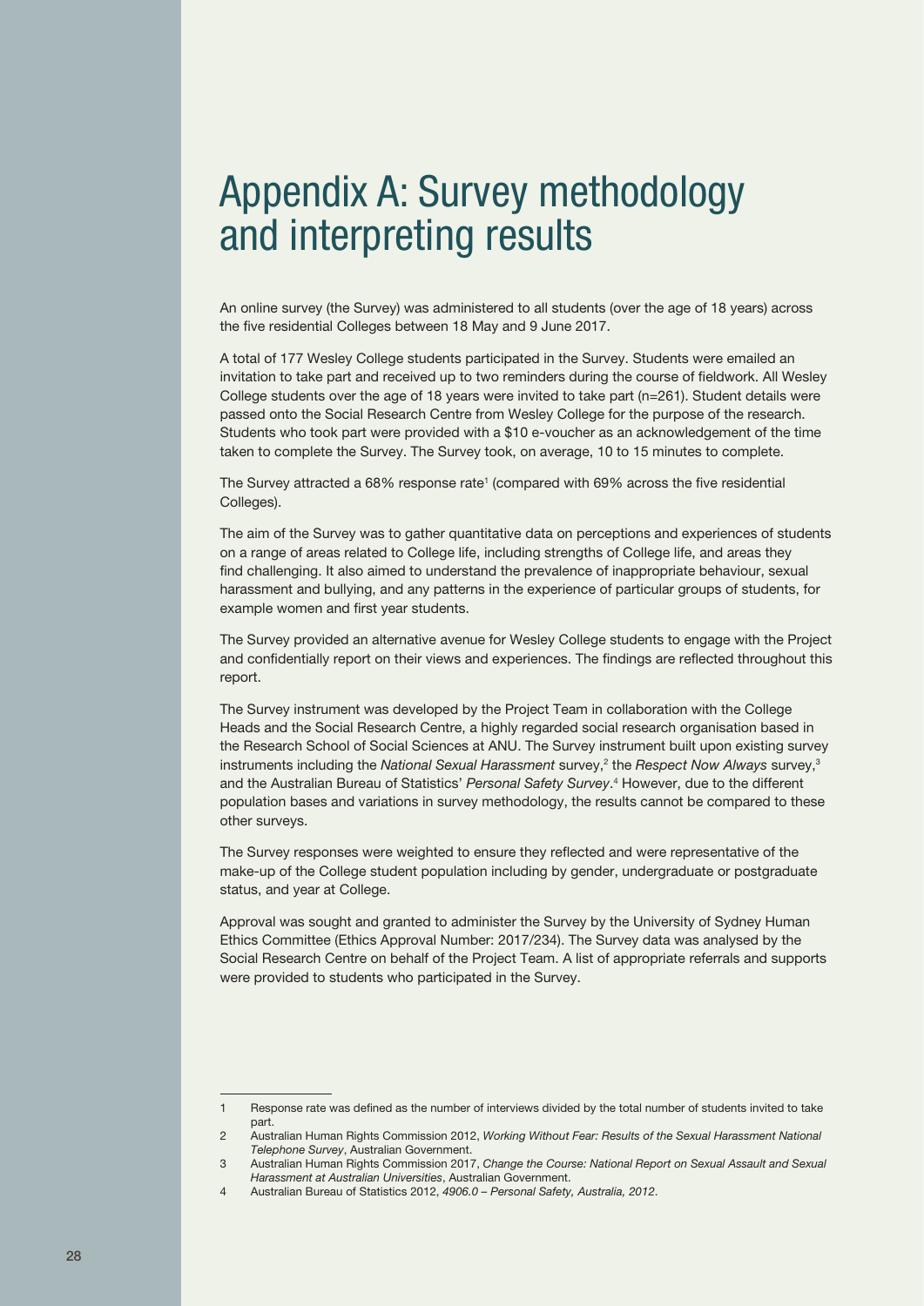# Appendix A: Survey methodology and interpreting results

An online survey (the Survey) was administered to all students (over the age of 18 years) across the five residential Colleges between 18 May and 9 June 2017.

A total of 177 Wesley College students participated in the Survey. Students were emailed an invitation to take part and received up to two reminders during the course of fieldwork. All Wesley College students over the age of 18 years were invited to take part (n=261). Student details were passed onto the Social Research Centre from Wesley College for the purpose of the research. Students who took part were provided with a $10 e-voucher as an acknowledgement of the time taken to complete the Survey. The Survey took, on average, 10 to 15 minutes to complete.

The Survey attracted a 68% response rate[1] (compared with 69% across the five residential Colleges).

The aim of the Survey was to gather quantitative data on perceptions and experiences of students on a range of areas related to College life, including strengths of College life, and areas they find challenging. It also aimed to understand the prevalence of inappropriate behaviour, sexual harassment and bullying, and any patterns in the experience of particular groups of students, for example women and first year students.

The Survey provided an alternative avenue for Wesley College students to engage with the Project and confidentially report on their views and experiences. The findings are reflected throughout this report.

The Survey instrument was developed by the Project Team in collaboration with the College Heads and the Social Research Centre, a highly regarded social research organisation based in the Research School of Social Sciences at ANU. The Survey instrument built upon existing survey instruments including the *National Sexual Harassment* survey,[2] the *Respect Now Always* survey,[3] and the Australian Bureau of Statistics' *Personal Safety Survey*.[4] However, due to the different population bases and variations in survey methodology, the results cannot be compared to these other surveys.

The Survey responses were weighted to ensure they reflected and were representative of the make-up of the College student population including by gender, undergraduate or postgraduate status, and year at College.

Approval was sought and granted to administer the Survey by the University of Sydney Human Ethics Committee (Ethics Approval Number: 2017/234). The Survey data was analysed by the Social Research Centre on behalf of the Project Team. A list of appropriate referrals and supports were provided to students who participated in the Survey.

---

1 Response rate was defined as the number of interviews divided by the total number of students invited to take part.

2 Australian Human Rights Commission 2012, *Working Without Fear: Results of the Sexual Harassment National Telephone Survey*, Australian Government.

3 Australian Human Rights Commission 2017, *Change the Course: National Report on Sexual Assault and Sexual Harassment at Australian Universities*, Australian Government.

4 Australian Bureau of Statistics 2012, *4906.0 – Personal Safety, Australia, 2012*.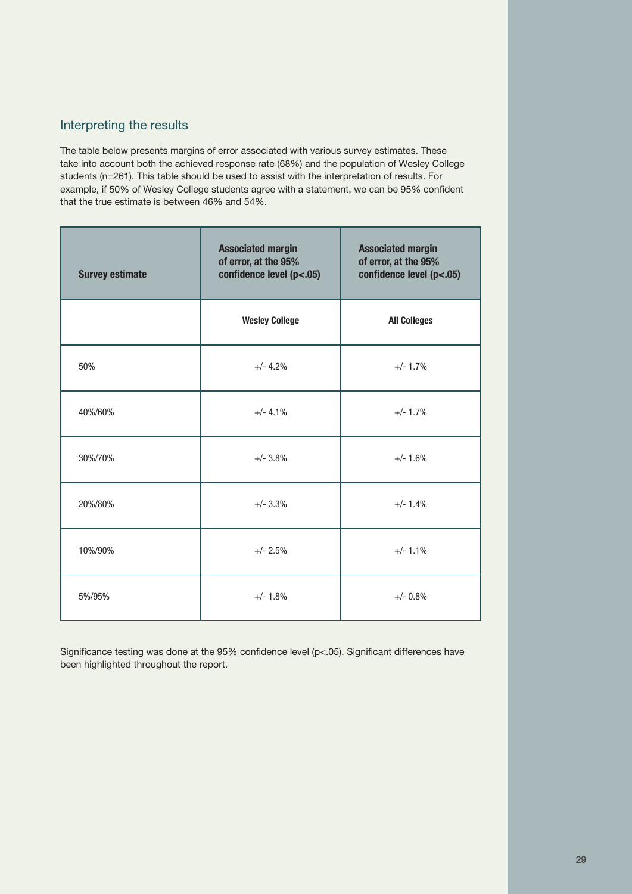## Interpreting the results

The table below presents margins of error associated with various survey estimates. These take into account both the achieved response rate (68%) and the population of Wesley College students (n=261). This table should be used to assist with the interpretation of results. For example, if 50% of Wesley College students agree with a statement, we can be 95% confident that the true estimate is between 46% and 54%.

| Survey estimate | Associated margin of error, at the 95% confidence level (p<.05) | Associated margin of error, at the 95% confidence level (p<.05) |
|---|---|---|
| | **Wesley College** | **All Colleges** |
| 50% | +/- 4.2% | +/- 1.7% |
| 40%/60% | +/- 4.1% | +/- 1.7% |
| 30%/70% | +/- 3.8% | +/- 1.6% |
| 20%/80% | +/- 3.3% | +/- 1.4% |
| 10%/90% | +/- 2.5% | +/- 1.1% |
| 5%/95% | +/- 1.8% | +/- 0.8% |

Significance testing was done at the 95% confidence level (p<.05). Significant differences have been highlighted throughout the report.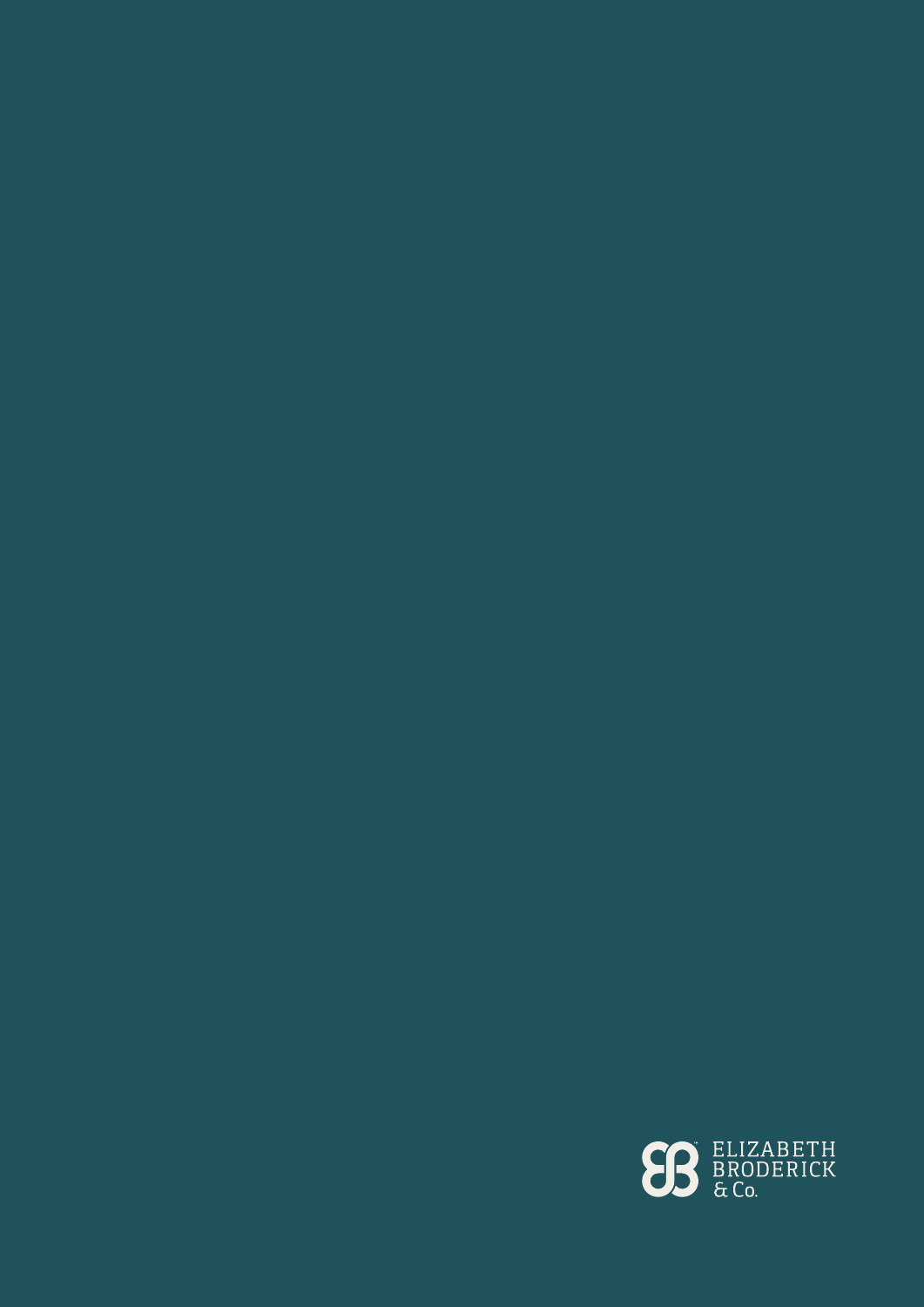ELIZABETH
BRODERICK
& Co.